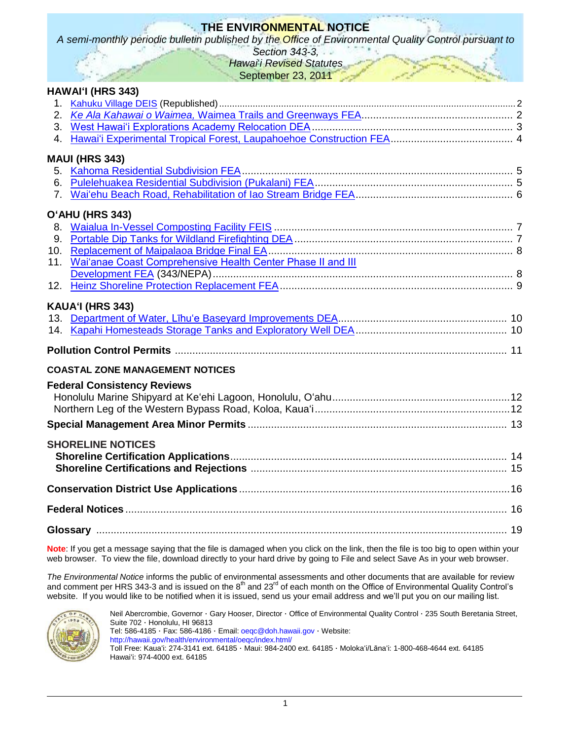# THE ENVIRONMENTAL NOTICE

*A semi-monthly periodic bulletin published by the Office of Environmental Quality Control pursuant to Section 343-3, Hawai'i Revised Statutes*

September 23, 2011

## HAWAI'I (HRS 343)

1. Kahuku Village DEIS (Republished) .... 2
2. *Ke Ala Kahawai o Waimea,* Waimea Trails and Greenways FEA .... 2
3. West Hawai'i Explorations Academy Relocation DEA .... 3
4. Hawai'i Experimental Tropical Forest, Laupahoehoe Construction FEA .... 4

## MAUI (HRS 343)

5. Kahoma Residential Subdivision FEA .... 5
6. Pulelehuakea Residential Subdivision (Pukalani) FEA .... 5
7. Wai'ehu Beach Road, Rehabilitation of Iao Stream Bridge FEA .... 6

## O'AHU (HRS 343)

8. Waialua In-Vessel Composting Facility FEIS .... 7
9. Portable Dip Tanks for Wildland Firefighting DEA .... 7
10. Replacement of Maipalaoa Bridge Final EA .... 8
11. Wai'anae Coast Comprehensive Health Center Phase II and III Development FEA (343/NEPA) .... 8
12. Heinz Shoreline Protection Replacement FEA .... 9

## KAUA'I (HRS 343)

13. Department of Water, Līhu'e Baseyard Improvements DEA .... 10
14. Kapahi Homesteads Storage Tanks and Exploratory Well DEA .... 10

**Pollution Control Permits** .... 11

## COASTAL ZONE MANAGEMENT NOTICES

### Federal Consistency Reviews

Honolulu Marine Shipyard at Ke'ehi Lagoon, Honolulu, O'ahu .... 12
Northern Leg of the Western Bypass Road, Koloa, Kaua'i .... 12

**Special Management Area Minor Permits** .... 13

## SHORELINE NOTICES

**Shoreline Certification Applications** .... 14
**Shoreline Certifications and Rejections** .... 15

**Conservation District Use Applications** .... 16

**Federal Notices** .... 16

**Glossary** .... 19

**Note**: If you get a message saying that the file is damaged when you click on the link, then the file is too big to open within your web browser. To view the file, download directly to your hard drive by going to File and select Save As in your web browser.

*The Environmental Notice* informs the public of environmental assessments and other documents that are available for review and comment per HRS 343-3 and is issued on the 8th and 23rd of each month on the Office of Environmental Quality Control's website. If you would like to be notified when it is issued, send us your email address and we'll put you on our mailing list.

Neil Abercrombie, Governor · Gary Hooser, Director · Office of Environmental Quality Control · 235 South Beretania Street, Suite 702 · Honolulu, HI 96813
Tel: 586-4185 · Fax: 586-4186 · Email: oeqc@doh.hawaii.gov · Website: http://hawaii.gov/health/environmental/oeqc/index.html/
Toll Free: Kaua'i: 274-3141 ext. 64185 · Maui: 984-2400 ext. 64185 · Moloka'i/Lāna'i: 1-800-468-4644 ext. 64185
Hawai'i: 974-4000 ext. 64185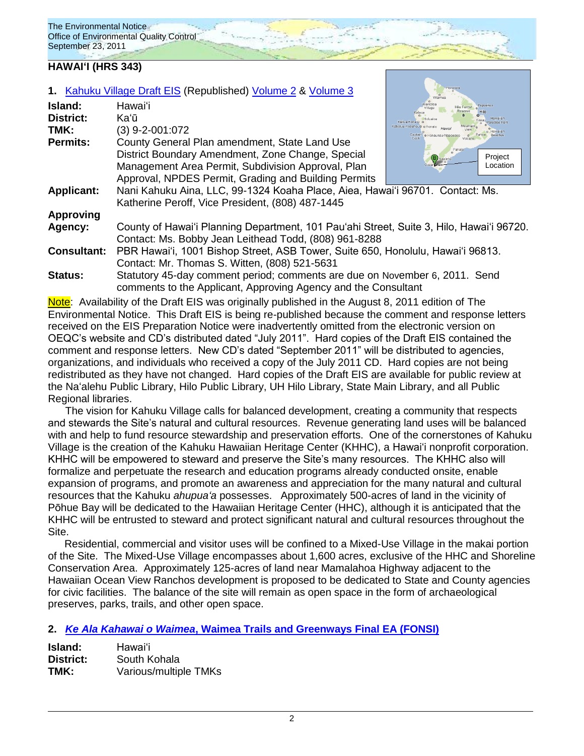## HAWAIʻI (HRS 343)

**1.** Kahuku Village Draft EIS (Republished) Volume 2 & Volume 3

**Island:** Hawaiʻi
**District:** Kaʻū
**TMK:** (3) 9-2-001:072
**Permits:** County General Plan amendment, State Land Use District Boundary Amendment, Zone Change, Special Management Area Permit, Subdivision Approval, Plan Approval, NPDES Permit, Grading and Building Permits
**Applicant:** Nani Kahuku Aina, LLC, 99-1324 Koaha Place, Aiea, Hawaiʻi 96701. Contact: Ms. Katherine Peroff, Vice President, (808) 487-1445
**Approving Agency:** County of Hawaiʻi Planning Department, 101 Pauʻahi Street, Suite 3, Hilo, Hawaiʻi 96720. Contact: Ms. Bobby Jean Leithead Todd, (808) 961-8288
**Consultant:** PBR Hawaiʻi, 1001 Bishop Street, ASB Tower, Suite 650, Honolulu, Hawaiʻi 96813. Contact: Mr. Thomas S. Witten, (808) 521-5631
**Status:** Statutory 45-day comment period; comments are due on November 6, 2011. Send comments to the Applicant, Approving Agency and the Consultant

Note: Availability of the Draft EIS was originally published in the August 8, 2011 edition of The Environmental Notice. This Draft EIS is being re-published because the comment and response letters received on the EIS Preparation Notice were inadvertently omitted from the electronic version on OEQC's website and CD's distributed dated "July 2011". Hard copies of the Draft EIS contained the comment and response letters. New CD's dated "September 2011" will be distributed to agencies, organizations, and individuals who received a copy of the July 2011 CD. Hard copies are not being redistributed as they have not changed. Hard copies of the Draft EIS are available for public review at the Naʻalehu Public Library, Hilo Public Library, UH Hilo Library, State Main Library, and all Public Regional libraries.

The vision for Kahuku Village calls for balanced development, creating a community that respects and stewards the Site's natural and cultural resources. Revenue generating land uses will be balanced with and help to fund resource stewardship and preservation efforts. One of the cornerstones of Kahuku Village is the creation of the Kahuku Hawaiian Heritage Center (KHHC), a Hawaiʻi nonprofit corporation. KHHC will be empowered to steward and preserve the Site's many resources. The KHHC also will formalize and perpetuate the research and education programs already conducted onsite, enable expansion of programs, and promote an awareness and appreciation for the many natural and cultural resources that the Kahuku *ahupuaʻa* possesses. Approximately 500-acres of land in the vicinity of Pōhue Bay will be dedicated to the Hawaiian Heritage Center (HHC), although it is anticipated that the KHHC will be entrusted to steward and protect significant natural and cultural resources throughout the Site.

Residential, commercial and visitor uses will be confined to a Mixed-Use Village in the makai portion of the Site. The Mixed-Use Village encompasses about 1,600 acres, exclusive of the HHC and Shoreline Conservation Area. Approximately 125-acres of land near Mamalahoa Highway adjacent to the Hawaiian Ocean View Ranchos development is proposed to be dedicated to State and County agencies for civic facilities. The balance of the site will remain as open space in the form of archaeological preserves, parks, trails, and other open space.

**2.** ***Ke Ala Kahawai o Waimea*, Waimea Trails and Greenways Final EA (FONSI)**

**Island:** Hawaiʻi
**District:** South Kohala
**TMK:** Various/multiple TMKs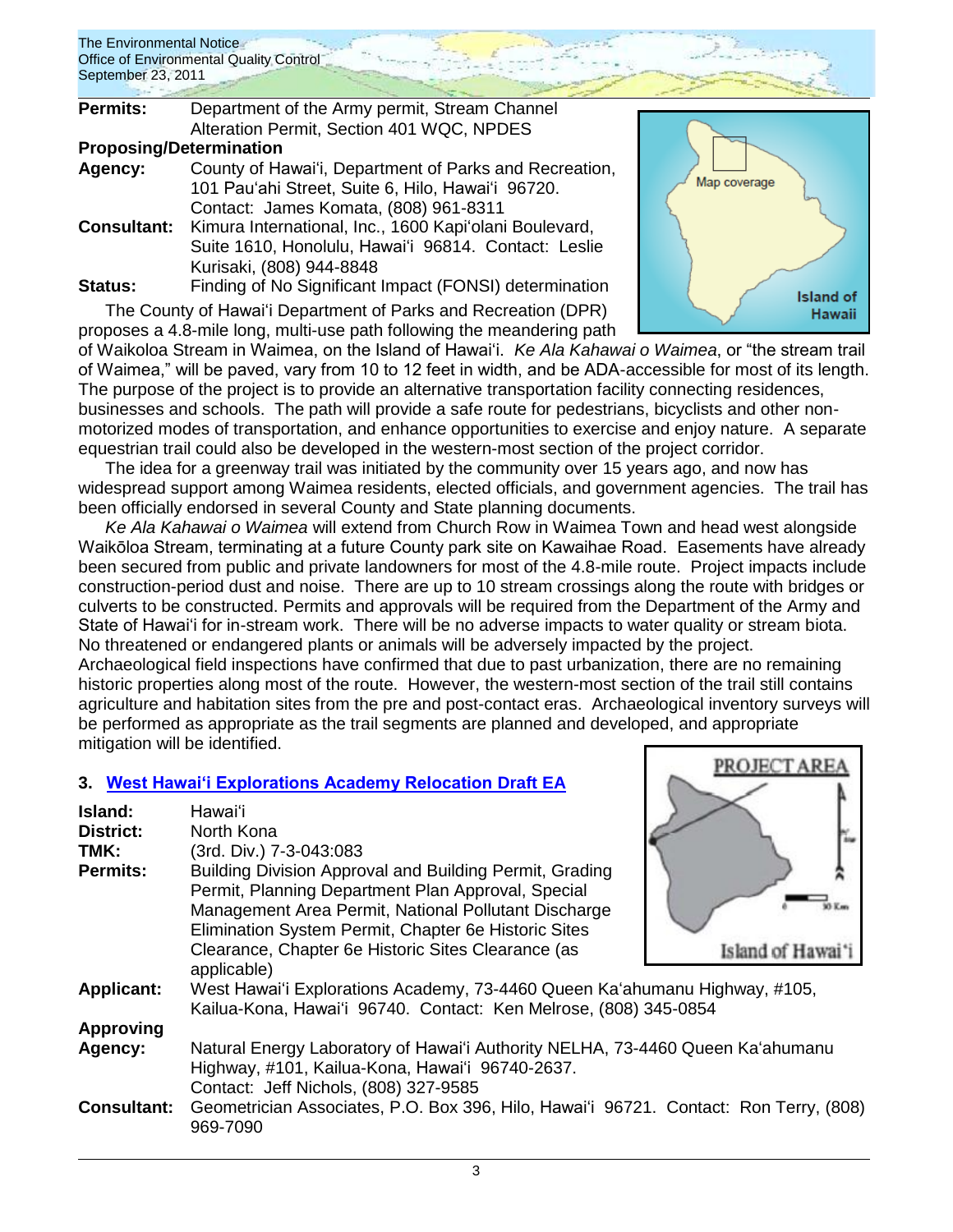**Permits:** Department of the Army permit, Stream Channel Alteration Permit, Section 401 WQC, NPDES

**Proposing/Determination Agency:** County of Hawaiʻi, Department of Parks and Recreation, 101 Pauʻahi Street, Suite 6, Hilo, Hawaiʻi 96720. Contact: James Komata, (808) 961-8311

**Consultant:** Kimura International, Inc., 1600 Kapiʻolani Boulevard, Suite 1610, Honolulu, Hawaiʻi 96814. Contact: Leslie Kurisaki, (808) 944-8848

**Status:** Finding of No Significant Impact (FONSI) determination

The County of Hawaiʻi Department of Parks and Recreation (DPR) proposes a 4.8-mile long, multi-use path following the meandering path of Waikoloa Stream in Waimea, on the Island of Hawaiʻi. *Ke Ala Kahawai o Waimea*, or "the stream trail of Waimea," will be paved, vary from 10 to 12 feet in width, and be ADA-accessible for most of its length. The purpose of the project is to provide an alternative transportation facility connecting residences, businesses and schools. The path will provide a safe route for pedestrians, bicyclists and other non-motorized modes of transportation, and enhance opportunities to exercise and enjoy nature. A separate equestrian trail could also be developed in the western-most section of the project corridor.

The idea for a greenway trail was initiated by the community over 15 years ago, and now has widespread support among Waimea residents, elected officials, and government agencies. The trail has been officially endorsed in several County and State planning documents.

*Ke Ala Kahawai o Waimea* will extend from Church Row in Waimea Town and head west alongside Waikōloa Stream, terminating at a future County park site on Kawaihae Road. Easements have already been secured from public and private landowners for most of the 4.8-mile route. Project impacts include construction-period dust and noise. There are up to 10 stream crossings along the route with bridges or culverts to be constructed. Permits and approvals will be required from the Department of the Army and State of Hawaiʻi for in-stream work. There will be no adverse impacts to water quality or stream biota. No threatened or endangered plants or animals will be adversely impacted by the project. Archaeological field inspections have confirmed that due to past urbanization, there are no remaining historic properties along most of the route. However, the western-most section of the trail still contains agriculture and habitation sites from the pre and post-contact eras. Archaeological inventory surveys will be performed as appropriate as the trail segments are planned and developed, and appropriate mitigation will be identified.

## 3. West Hawaiʻi Explorations Academy Relocation Draft EA

**Island:** Hawaiʻi

**District:** North Kona

**TMK:** (3rd. Div.) 7-3-043:083

**Permits:** Building Division Approval and Building Permit, Grading Permit, Planning Department Plan Approval, Special Management Area Permit, National Pollutant Discharge Elimination System Permit, Chapter 6e Historic Sites Clearance, Chapter 6e Historic Sites Clearance (as applicable)

**Applicant:** West Hawaiʻi Explorations Academy, 73-4460 Queen Kaʻahumanu Highway, #105, Kailua-Kona, Hawaiʻi 96740. Contact: Ken Melrose, (808) 345-0854

**Approving Agency:** Natural Energy Laboratory of Hawaiʻi Authority NELHA, 73-4460 Queen Kaʻahumanu Highway, #101, Kailua-Kona, Hawaiʻi 96740-2637. Contact: Jeff Nichols, (808) 327-9585

**Consultant:** Geometrician Associates, P.O. Box 396, Hilo, Hawaiʻi 96721. Contact: Ron Terry, (808) 969-7090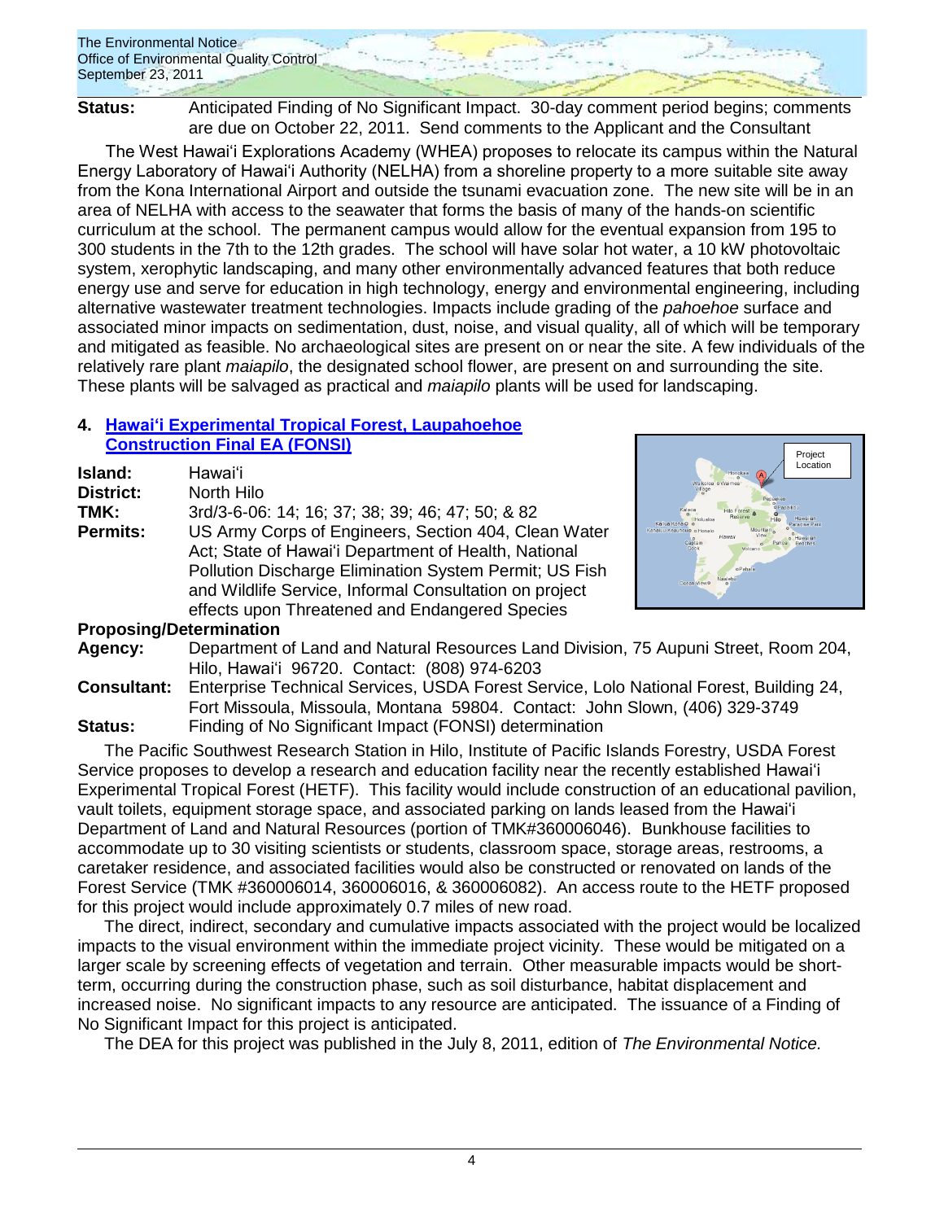**Status:** Anticipated Finding of No Significant Impact. 30-day comment period begins; comments are due on October 22, 2011. Send comments to the Applicant and the Consultant

The West Hawaiʻi Explorations Academy (WHEA) proposes to relocate its campus within the Natural Energy Laboratory of Hawaiʻi Authority (NELHA) from a shoreline property to a more suitable site away from the Kona International Airport and outside the tsunami evacuation zone. The new site will be in an area of NELHA with access to the seawater that forms the basis of many of the hands-on scientific curriculum at the school. The permanent campus would allow for the eventual expansion from 195 to 300 students in the 7th to the 12th grades. The school will have solar hot water, a 10 kW photovoltaic system, xerophytic landscaping, and many other environmentally advanced features that both reduce energy use and serve for education in high technology, energy and environmental engineering, including alternative wastewater treatment technologies. Impacts include grading of the *pahoehoe* surface and associated minor impacts on sedimentation, dust, noise, and visual quality, all of which will be temporary and mitigated as feasible. No archaeological sites are present on or near the site. A few individuals of the relatively rare plant *maiapilo*, the designated school flower, are present on and surrounding the site. These plants will be salvaged as practical and *maiapilo* plants will be used for landscaping.

## 4. Hawaiʻi Experimental Tropical Forest, Laupahoehoe Construction Final EA (FONSI)

**Island:** Hawaiʻi
**District:** North Hilo
**TMK:** 3rd/3-6-06: 14; 16; 37; 38; 39; 46; 47; 50; & 82
**Permits:** US Army Corps of Engineers, Section 404, Clean Water Act; State of Hawaiʻi Department of Health, National Pollution Discharge Elimination System Permit; US Fish and Wildlife Service, Informal Consultation on project effects upon Threatened and Endangered Species

**Proposing/Determination Agency:** Department of Land and Natural Resources Land Division, 75 Aupuni Street, Room 204, Hilo, Hawaiʻi 96720. Contact: (808) 974-6203
**Consultant:** Enterprise Technical Services, USDA Forest Service, Lolo National Forest, Building 24, Fort Missoula, Missoula, Montana 59804. Contact: John Slown, (406) 329-3749
**Status:** Finding of No Significant Impact (FONSI) determination

The Pacific Southwest Research Station in Hilo, Institute of Pacific Islands Forestry, USDA Forest Service proposes to develop a research and education facility near the recently established Hawaiʻi Experimental Tropical Forest (HETF). This facility would include construction of an educational pavilion, vault toilets, equipment storage space, and associated parking on lands leased from the Hawaiʻi Department of Land and Natural Resources (portion of TMK#360006046). Bunkhouse facilities to accommodate up to 30 visiting scientists or students, classroom space, storage areas, restrooms, a caretaker residence, and associated facilities would also be constructed or renovated on lands of the Forest Service (TMK #360006014, 360006016, & 360006082). An access route to the HETF proposed for this project would include approximately 0.7 miles of new road.

The direct, indirect, secondary and cumulative impacts associated with the project would be localized impacts to the visual environment within the immediate project vicinity. These would be mitigated on a larger scale by screening effects of vegetation and terrain. Other measurable impacts would be short-term, occurring during the construction phase, such as soil disturbance, habitat displacement and increased noise. No significant impacts to any resource are anticipated. The issuance of a Finding of No Significant Impact for this project is anticipated.

The DEA for this project was published in the July 8, 2011, edition of *The Environmental Notice.*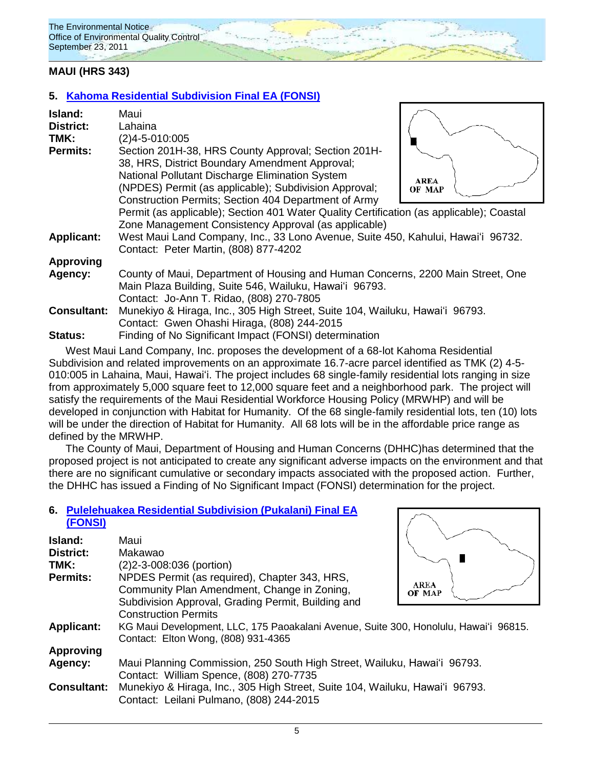## MAUI (HRS 343)

### 5. Kahoma Residential Subdivision Final EA (FONSI)

**Island:** Maui

**District:** Lahaina

**TMK:** (2)4-5-010:005

**Permits:** Section 201H-38, HRS County Approval; Section 201H-38, HRS, District Boundary Amendment Approval; National Pollutant Discharge Elimination System (NPDES) Permit (as applicable); Subdivision Approval; Construction Permits; Section 404 Department of Army Permit (as applicable); Section 401 Water Quality Certification (as applicable); Coastal Zone Management Consistency Approval (as applicable)

**Applicant:** West Maui Land Company, Inc., 33 Lono Avenue, Suite 450, Kahului, Hawai'i 96732. Contact: Peter Martin, (808) 877-4202

**Approving Agency:** County of Maui, Department of Housing and Human Concerns, 2200 Main Street, One Main Plaza Building, Suite 546, Wailuku, Hawai'i 96793. Contact: Jo-Ann T. Ridao, (808) 270-7805

**Consultant:** Munekiyo & Hiraga, Inc., 305 High Street, Suite 104, Wailuku, Hawai'i 96793. Contact: Gwen Ohashi Hiraga, (808) 244-2015

**Status:** Finding of No Significant Impact (FONSI) determination

AREA OF MAP

West Maui Land Company, Inc. proposes the development of a 68-lot Kahoma Residential Subdivision and related improvements on an approximate 16.7-acre parcel identified as TMK (2) 4-5-010:005 in Lahaina, Maui, Hawai'i. The project includes 68 single-family residential lots ranging in size from approximately 5,000 square feet to 12,000 square feet and a neighborhood park. The project will satisfy the requirements of the Maui Residential Workforce Housing Policy (MRWHP) and will be developed in conjunction with Habitat for Humanity. Of the 68 single-family residential lots, ten (10) lots will be under the direction of Habitat for Humanity. All 68 lots will be in the affordable price range as defined by the MRWHP.

The County of Maui, Department of Housing and Human Concerns (DHHC)has determined that the proposed project is not anticipated to create any significant adverse impacts on the environment and that there are no significant cumulative or secondary impacts associated with the proposed action. Further, the DHHC has issued a Finding of No Significant Impact (FONSI) determination for the project.

### 6. Pulelehuakea Residential Subdivision (Pukalani) Final EA (FONSI)

**Island:** Maui

**District:** Makawao

**TMK:** (2)2-3-008:036 (portion)

**Permits:** NPDES Permit (as required), Chapter 343, HRS, Community Plan Amendment, Change in Zoning, Subdivision Approval, Grading Permit, Building and Construction Permits

**Applicant:** KG Maui Development, LLC, 175 Paoakalani Avenue, Suite 300, Honolulu, Hawai'i 96815. Contact: Elton Wong, (808) 931-4365

**Approving Agency:** Maui Planning Commission, 250 South High Street, Wailuku, Hawai'i 96793. Contact: William Spence, (808) 270-7735

**Consultant:** Munekiyo & Hiraga, Inc., 305 High Street, Suite 104, Wailuku, Hawai'i 96793. Contact: Leilani Pulmano, (808) 244-2015

AREA OF MAP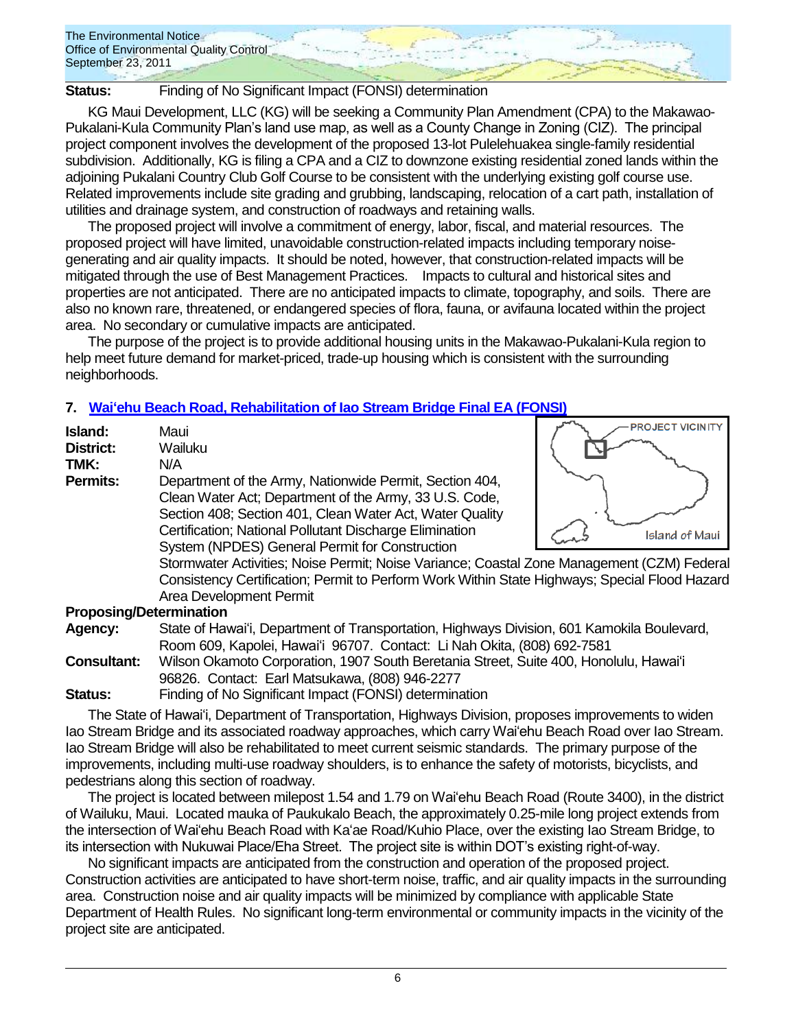**Status:** Finding of No Significant Impact (FONSI) determination

KG Maui Development, LLC (KG) will be seeking a Community Plan Amendment (CPA) to the Makawao-Pukalani-Kula Community Plan's land use map, as well as a County Change in Zoning (CIZ). The principal project component involves the development of the proposed 13-lot Pulelehuakea single-family residential subdivision. Additionally, KG is filing a CPA and a CIZ to downzone existing residential zoned lands within the adjoining Pukalani Country Club Golf Course to be consistent with the underlying existing golf course use. Related improvements include site grading and grubbing, landscaping, relocation of a cart path, installation of utilities and drainage system, and construction of roadways and retaining walls.

The proposed project will involve a commitment of energy, labor, fiscal, and material resources. The proposed project will have limited, unavoidable construction-related impacts including temporary noise-generating and air quality impacts. It should be noted, however, that construction-related impacts will be mitigated through the use of Best Management Practices. Impacts to cultural and historical sites and properties are not anticipated. There are no anticipated impacts to climate, topography, and soils. There are also no known rare, threatened, or endangered species of flora, fauna, or avifauna located within the project area. No secondary or cumulative impacts are anticipated.

The purpose of the project is to provide additional housing units in the Makawao-Pukalani-Kula region to help meet future demand for market-priced, trade-up housing which is consistent with the surrounding neighborhoods.

## 7. Waiʻehu Beach Road, Rehabilitation of Iao Stream Bridge Final EA (FONSI)

**Island:** Maui
**District:** Wailuku
**TMK:** N/A
**Permits:** Department of the Army, Nationwide Permit, Section 404, Clean Water Act; Department of the Army, 33 U.S. Code, Section 408; Section 401, Clean Water Act, Water Quality Certification; National Pollutant Discharge Elimination System (NPDES) General Permit for Construction Stormwater Activities; Noise Permit; Noise Variance; Coastal Zone Management (CZM) Federal Consistency Certification; Permit to Perform Work Within State Highways; Special Flood Hazard Area Development Permit

PROJECT VICINITY

Island of Maui

**Proposing/Determination Agency:** State of Hawaiʻi, Department of Transportation, Highways Division, 601 Kamokila Boulevard, Room 609, Kapolei, Hawaiʻi 96707. Contact: Li Nah Okita, (808) 692-7581
**Consultant:** Wilson Okamoto Corporation, 1907 South Beretania Street, Suite 400, Honolulu, Hawaiʻi 96826. Contact: Earl Matsukawa, (808) 946-2277
**Status:** Finding of No Significant Impact (FONSI) determination

The State of Hawaiʻi, Department of Transportation, Highways Division, proposes improvements to widen Iao Stream Bridge and its associated roadway approaches, which carry Waiʻehu Beach Road over Iao Stream. Iao Stream Bridge will also be rehabilitated to meet current seismic standards. The primary purpose of the improvements, including multi-use roadway shoulders, is to enhance the safety of motorists, bicyclists, and pedestrians along this section of roadway.

The project is located between milepost 1.54 and 1.79 on Waiʻehu Beach Road (Route 3400), in the district of Wailuku, Maui. Located mauka of Paukukalo Beach, the approximately 0.25-mile long project extends from the intersection of Waiʻehu Beach Road with Kaʻae Road/Kuhio Place, over the existing Iao Stream Bridge, to its intersection with Nukuwai Place/Eha Street. The project site is within DOT's existing right-of-way.

No significant impacts are anticipated from the construction and operation of the proposed project. Construction activities are anticipated to have short-term noise, traffic, and air quality impacts in the surrounding area. Construction noise and air quality impacts will be minimized by compliance with applicable State Department of Health Rules. No significant long-term environmental or community impacts in the vicinity of the project site are anticipated.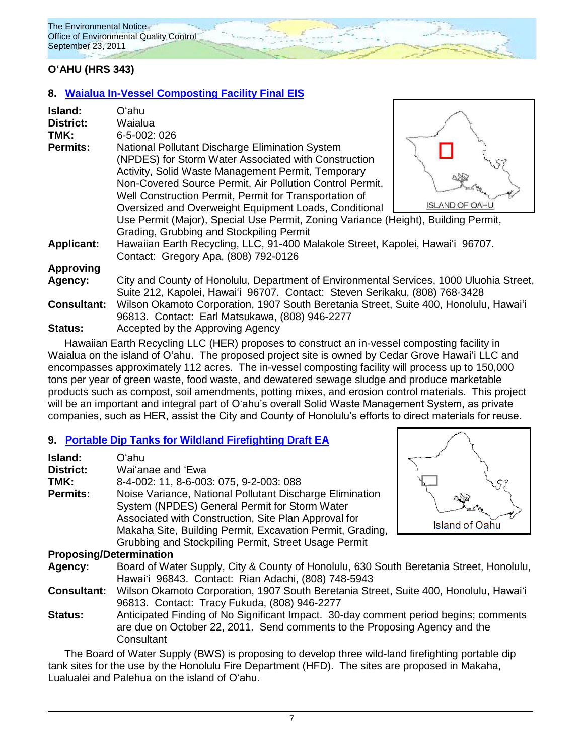## O'AHU (HRS 343)

### 8. Waialua In-Vessel Composting Facility Final EIS

**Island:** O'ahu
**District:** Waialua
**TMK:** 6-5-002: 026
**Permits:** National Pollutant Discharge Elimination System (NPDES) for Storm Water Associated with Construction Activity, Solid Waste Management Permit, Temporary Non-Covered Source Permit, Air Pollution Control Permit, Well Construction Permit, Permit for Transportation of Oversized and Overweight Equipment Loads, Conditional Use Permit (Major), Special Use Permit, Zoning Variance (Height), Building Permit, Grading, Grubbing and Stockpiling Permit
**Applicant:** Hawaiian Earth Recycling, LLC, 91-400 Malakole Street, Kapolei, Hawai'i 96707. Contact: Gregory Apa, (808) 792-0126
**Approving Agency:** City and County of Honolulu, Department of Environmental Services, 1000 Uluohia Street, Suite 212, Kapolei, Hawai'i 96707. Contact: Steven Serikaku, (808) 768-3428
**Consultant:** Wilson Okamoto Corporation, 1907 South Beretania Street, Suite 400, Honolulu, Hawai'i 96813. Contact: Earl Matsukawa, (808) 946-2277
**Status:** Accepted by the Approving Agency

Hawaiian Earth Recycling LLC (HER) proposes to construct an in-vessel composting facility in Waialua on the island of O'ahu. The proposed project site is owned by Cedar Grove Hawai'i LLC and encompasses approximately 112 acres. The in-vessel composting facility will process up to 150,000 tons per year of green waste, food waste, and dewatered sewage sludge and produce marketable products such as compost, soil amendments, potting mixes, and erosion control materials. This project will be an important and integral part of O'ahu's overall Solid Waste Management System, as private companies, such as HER, assist the City and County of Honolulu's efforts to direct materials for reuse.

### 9. Portable Dip Tanks for Wildland Firefighting Draft EA

**Island:** O'ahu
**District:** Wai'anae and 'Ewa
**TMK:** 8-4-002: 11, 8-6-003: 075, 9-2-003: 088
**Permits:** Noise Variance, National Pollutant Discharge Elimination System (NPDES) General Permit for Storm Water Associated with Construction, Site Plan Approval for Makaha Site, Building Permit, Excavation Permit, Grading, Grubbing and Stockpiling Permit, Street Usage Permit
**Proposing/Determination Agency:** Board of Water Supply, City & County of Honolulu, 630 South Beretania Street, Honolulu, Hawai'i 96843. Contact: Rian Adachi, (808) 748-5943
**Consultant:** Wilson Okamoto Corporation, 1907 South Beretania Street, Suite 400, Honolulu, Hawai'i 96813. Contact: Tracy Fukuda, (808) 946-2277
**Status:** Anticipated Finding of No Significant Impact. 30-day comment period begins; comments are due on October 22, 2011. Send comments to the Proposing Agency and the Consultant

The Board of Water Supply (BWS) is proposing to develop three wild-land firefighting portable dip tank sites for the use by the Honolulu Fire Department (HFD). The sites are proposed in Makaha, Lualualei and Palehua on the island of O'ahu.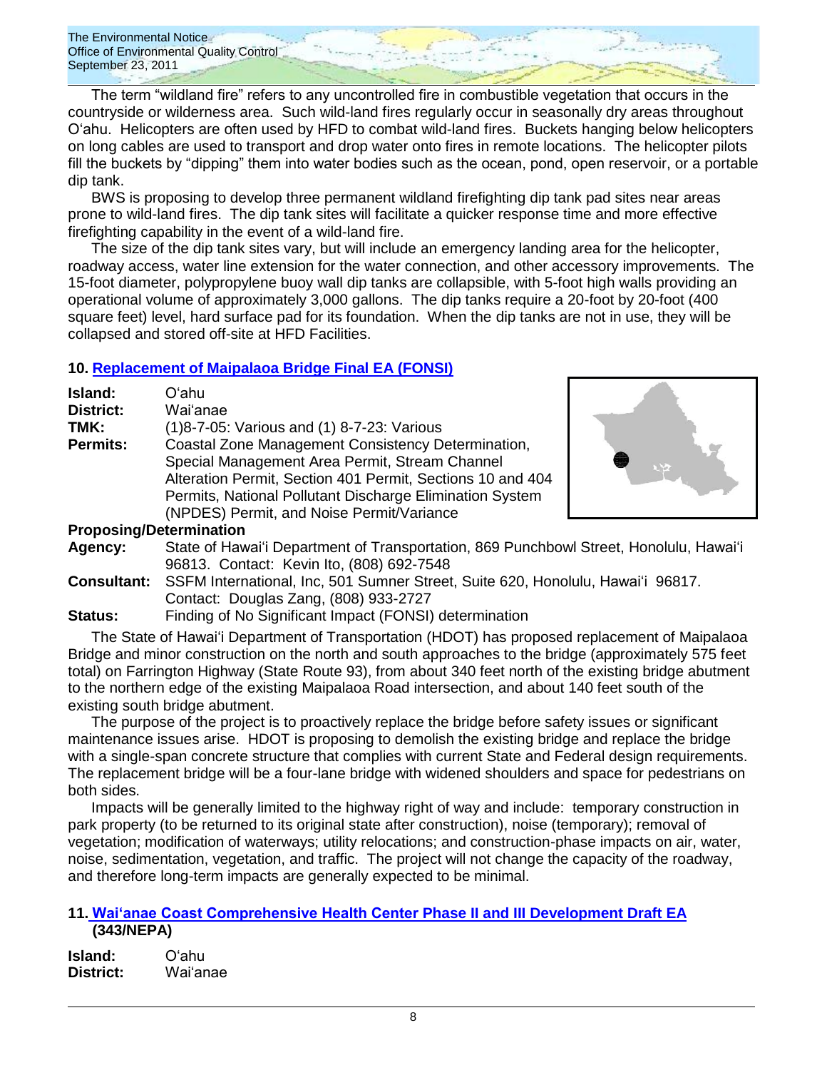The term "wildland fire" refers to any uncontrolled fire in combustible vegetation that occurs in the countryside or wilderness area. Such wild-land fires regularly occur in seasonally dry areas throughout O'ahu. Helicopters are often used by HFD to combat wild-land fires. Buckets hanging below helicopters on long cables are used to transport and drop water onto fires in remote locations. The helicopter pilots fill the buckets by "dipping" them into water bodies such as the ocean, pond, open reservoir, or a portable dip tank.

BWS is proposing to develop three permanent wildland firefighting dip tank pad sites near areas prone to wild-land fires. The dip tank sites will facilitate a quicker response time and more effective firefighting capability in the event of a wild-land fire.

The size of the dip tank sites vary, but will include an emergency landing area for the helicopter, roadway access, water line extension for the water connection, and other accessory improvements. The 15-foot diameter, polypropylene buoy wall dip tanks are collapsible, with 5-foot high walls providing an operational volume of approximately 3,000 gallons. The dip tanks require a 20-foot by 20-foot (400 square feet) level, hard surface pad for its foundation. When the dip tanks are not in use, they will be collapsed and stored off-site at HFD Facilities.

### 10. Replacement of Maipalaoa Bridge Final EA (FONSI)

**Island:** O'ahu
**District:** Wai'anae
**TMK:** (1)8-7-05: Various and (1) 8-7-23: Various
**Permits:** Coastal Zone Management Consistency Determination, Special Management Area Permit, Stream Channel Alteration Permit, Section 401 Permit, Sections 10 and 404 Permits, National Pollutant Discharge Elimination System (NPDES) Permit, and Noise Permit/Variance

**Proposing/Determination**
**Agency:** State of Hawai'i Department of Transportation, 869 Punchbowl Street, Honolulu, Hawai'i 96813. Contact: Kevin Ito, (808) 692-7548
**Consultant:** SSFM International, Inc, 501 Sumner Street, Suite 620, Honolulu, Hawai'i 96817. Contact: Douglas Zang, (808) 933-2727
**Status:** Finding of No Significant Impact (FONSI) determination

The State of Hawai'i Department of Transportation (HDOT) has proposed replacement of Maipalaoa Bridge and minor construction on the north and south approaches to the bridge (approximately 575 feet total) on Farrington Highway (State Route 93), from about 340 feet north of the existing bridge abutment to the northern edge of the existing Maipalaoa Road intersection, and about 140 feet south of the existing south bridge abutment.

The purpose of the project is to proactively replace the bridge before safety issues or significant maintenance issues arise. HDOT is proposing to demolish the existing bridge and replace the bridge with a single-span concrete structure that complies with current State and Federal design requirements. The replacement bridge will be a four-lane bridge with widened shoulders and space for pedestrians on both sides.

Impacts will be generally limited to the highway right of way and include: temporary construction in park property (to be returned to its original state after construction), noise (temporary); removal of vegetation; modification of waterways; utility relocations; and construction-phase impacts on air, water, noise, sedimentation, vegetation, and traffic. The project will not change the capacity of the roadway, and therefore long-term impacts are generally expected to be minimal.

### 11. Wai'anae Coast Comprehensive Health Center Phase II and III Development Draft EA (343/NEPA)

**Island:** O'ahu
**District:** Wai'anae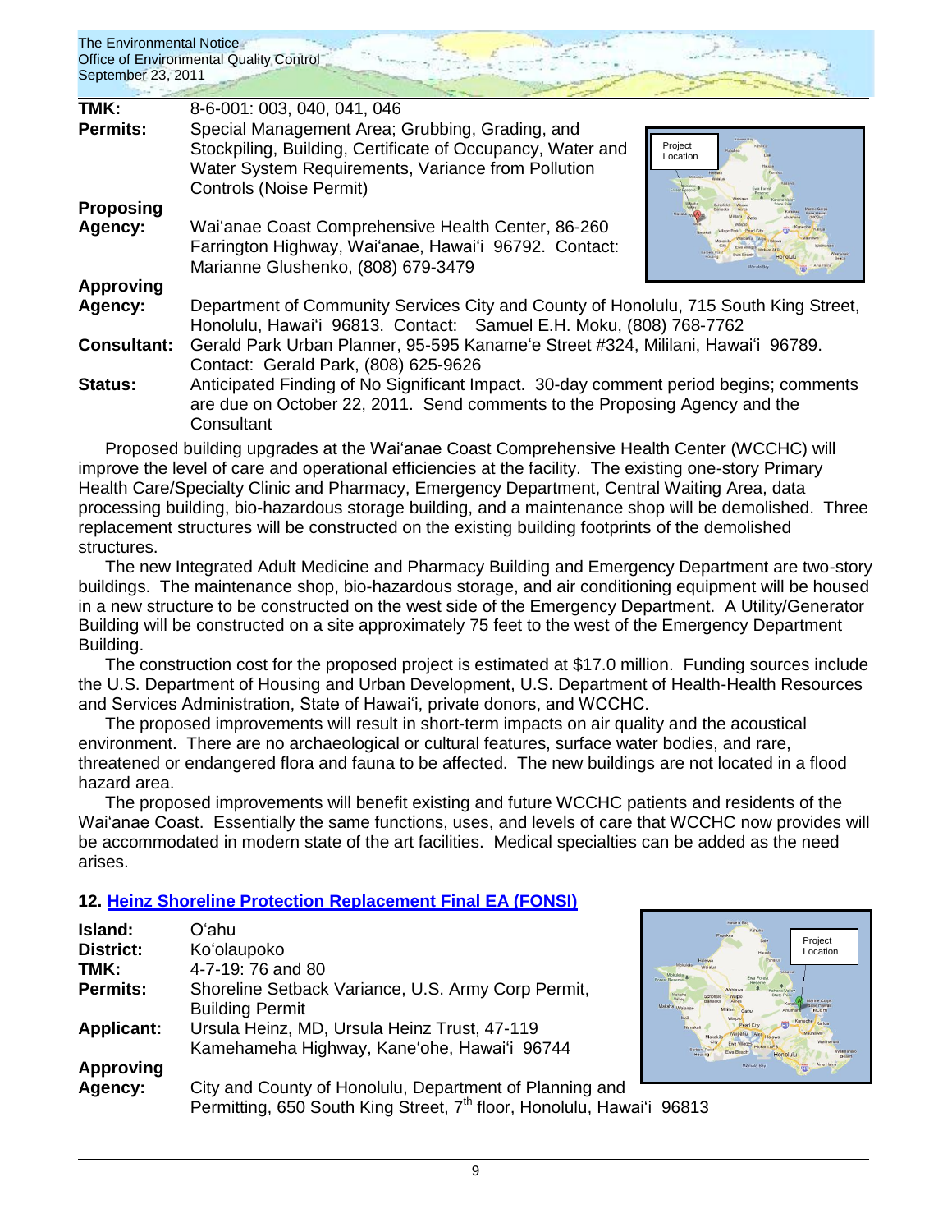**TMK:** 8-6-001: 003, 040, 041, 046

**Permits:** Special Management Area; Grubbing, Grading, and Stockpiling, Building, Certificate of Occupancy, Water and Water System Requirements, Variance from Pollution Controls (Noise Permit)

**Proposing Agency:** Waiʻanae Coast Comprehensive Health Center, 86-260 Farrington Highway, Waiʻanae, Hawaiʻi 96792. Contact: Marianne Glushenko, (808) 679-3479

**Approving Agency:** Department of Community Services City and County of Honolulu, 715 South King Street, Honolulu, Hawaiʻi 96813. Contact: Samuel E.H. Moku, (808) 768-7762

**Consultant:** Gerald Park Urban Planner, 95-595 Kanameʻe Street #324, Mililani, Hawaiʻi 96789. Contact: Gerald Park, (808) 625-9626

**Status:** Anticipated Finding of No Significant Impact. 30-day comment period begins; comments are due on October 22, 2011. Send comments to the Proposing Agency and the Consultant

Proposed building upgrades at the Waiʻanae Coast Comprehensive Health Center (WCCHC) will improve the level of care and operational efficiencies at the facility. The existing one-story Primary Health Care/Specialty Clinic and Pharmacy, Emergency Department, Central Waiting Area, data processing building, bio-hazardous storage building, and a maintenance shop will be demolished. Three replacement structures will be constructed on the existing building footprints of the demolished structures.

The new Integrated Adult Medicine and Pharmacy Building and Emergency Department are two-story buildings. The maintenance shop, bio-hazardous storage, and air conditioning equipment will be housed in a new structure to be constructed on the west side of the Emergency Department. A Utility/Generator Building will be constructed on a site approximately 75 feet to the west of the Emergency Department Building.

The construction cost for the proposed project is estimated at $17.0 million. Funding sources include the U.S. Department of Housing and Urban Development, U.S. Department of Health-Health Resources and Services Administration, State of Hawaiʻi, private donors, and WCCHC.

The proposed improvements will result in short-term impacts on air quality and the acoustical environment. There are no archaeological or cultural features, surface water bodies, and rare, threatened or endangered flora and fauna to be affected. The new buildings are not located in a flood hazard area.

The proposed improvements will benefit existing and future WCCHC patients and residents of the Waiʻanae Coast. Essentially the same functions, uses, and levels of care that WCCHC now provides will be accommodated in modern state of the art facilities. Medical specialties can be added as the need arises.

## 12. Heinz Shoreline Protection Replacement Final EA (FONSI)

**Island:** Oʻahu

**District:** Koʻolaupoko

**TMK:** 4-7-19: 76 and 80

**Permits:** Shoreline Setback Variance, U.S. Army Corp Permit, Building Permit

**Applicant:** Ursula Heinz, MD, Ursula Heinz Trust, 47-119 Kamehameha Highway, Kaneʻohe, Hawaiʻi 96744

**Approving Agency:** City and County of Honolulu, Department of Planning and Permitting, 650 South King Street, 7th floor, Honolulu, Hawaiʻi 96813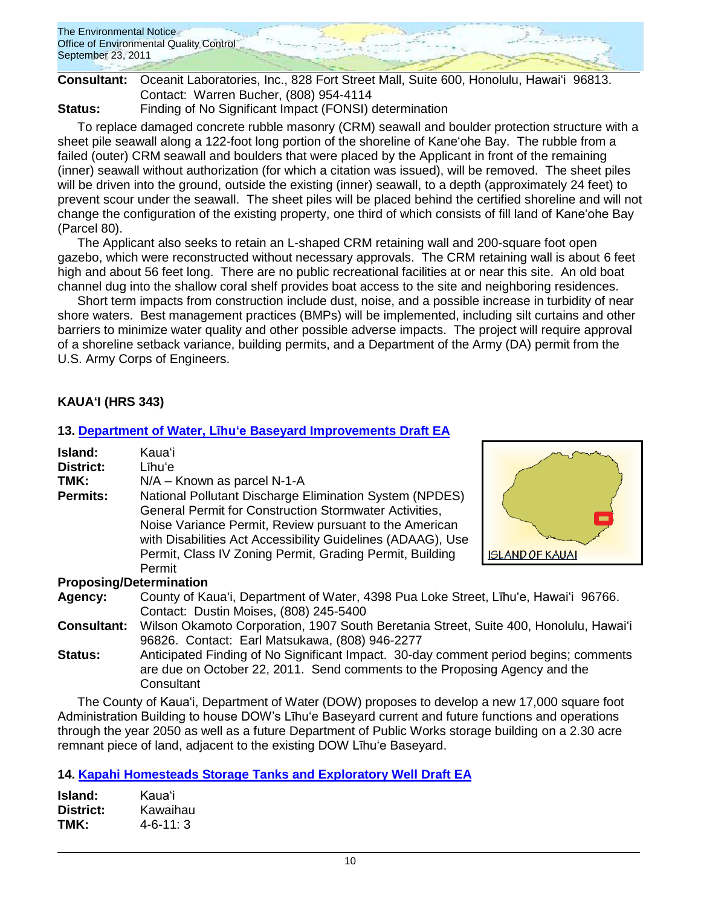**Consultant:** Oceanit Laboratories, Inc., 828 Fort Street Mall, Suite 600, Honolulu, Hawai'i 96813. Contact: Warren Bucher, (808) 954-4114

**Status:** Finding of No Significant Impact (FONSI) determination

To replace damaged concrete rubble masonry (CRM) seawall and boulder protection structure with a sheet pile seawall along a 122-foot long portion of the shoreline of Kaneʻohe Bay. The rubble from a failed (outer) CRM seawall and boulders that were placed by the Applicant in front of the remaining (inner) seawall without authorization (for which a citation was issued), will be removed. The sheet piles will be driven into the ground, outside the existing (inner) seawall, to a depth (approximately 24 feet) to prevent scour under the seawall. The sheet piles will be placed behind the certified shoreline and will not change the configuration of the existing property, one third of which consists of fill land of Kaneʻohe Bay (Parcel 80).

The Applicant also seeks to retain an L-shaped CRM retaining wall and 200-square foot open gazebo, which were reconstructed without necessary approvals. The CRM retaining wall is about 6 feet high and about 56 feet long. There are no public recreational facilities at or near this site. An old boat channel dug into the shallow coral shelf provides boat access to the site and neighboring residences.

Short term impacts from construction include dust, noise, and a possible increase in turbidity of near shore waters. Best management practices (BMPs) will be implemented, including silt curtains and other barriers to minimize water quality and other possible adverse impacts. The project will require approval of a shoreline setback variance, building permits, and a Department of the Army (DA) permit from the U.S. Army Corps of Engineers.

## KAUAʻI (HRS 343)

### 13. Department of Water, Līhuʻe Baseyard Improvements Draft EA

**Island:** Kauaʻi
**District:** Līhuʻe
**TMK:** N/A – Known as parcel N-1-A
**Permits:** National Pollutant Discharge Elimination System (NPDES) General Permit for Construction Stormwater Activities, Noise Variance Permit, Review pursuant to the American with Disabilities Act Accessibility Guidelines (ADAAG), Use Permit, Class IV Zoning Permit, Grading Permit, Building Permit

ISLAND OF KAUAI

**Proposing/Determination**
**Agency:** County of Kauaʻi, Department of Water, 4398 Pua Loke Street, Līhuʻe, Hawaiʻi 96766. Contact: Dustin Moises, (808) 245-5400
**Consultant:** Wilson Okamoto Corporation, 1907 South Beretania Street, Suite 400, Honolulu, Hawaiʻi 96826. Contact: Earl Matsukawa, (808) 946-2277
**Status:** Anticipated Finding of No Significant Impact. 30-day comment period begins; comments are due on October 22, 2011. Send comments to the Proposing Agency and the Consultant

The County of Kauaʻi, Department of Water (DOW) proposes to develop a new 17,000 square foot Administration Building to house DOW's Līhuʻe Baseyard current and future functions and operations through the year 2050 as well as a future Department of Public Works storage building on a 2.30 acre remnant piece of land, adjacent to the existing DOW Līhuʻe Baseyard.

### 14. Kapahi Homesteads Storage Tanks and Exploratory Well Draft EA

**Island:** Kauaʻi
**District:** Kawaihau
**TMK:** 4-6-11: 3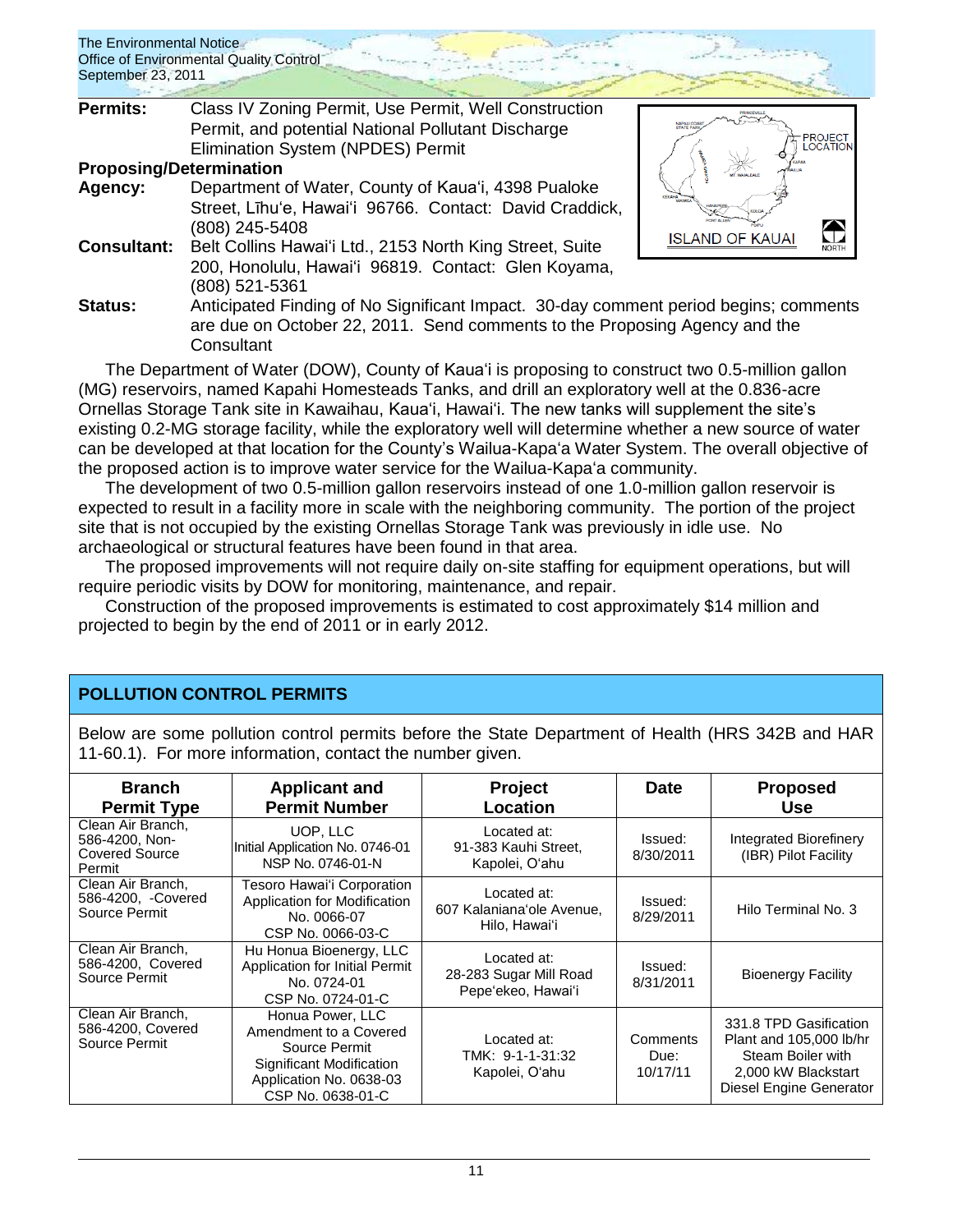**Permits:** Class IV Zoning Permit, Use Permit, Well Construction Permit, and potential National Pollutant Discharge Elimination System (NPDES) Permit

**Proposing/Determination**

**Agency:** Department of Water, County of Kauaʻi, 4398 Pualoke Street, Līhuʻe, Hawaiʻi 96766. Contact: David Craddick, (808) 245-5408

**Consultant:** Belt Collins Hawaiʻi Ltd., 2153 North King Street, Suite 200, Honolulu, Hawaiʻi 96819. Contact: Glen Koyama, (808) 521-5361

**Status:** Anticipated Finding of No Significant Impact. 30-day comment period begins; comments are due on October 22, 2011. Send comments to the Proposing Agency and the Consultant

The Department of Water (DOW), County of Kauaʻi is proposing to construct two 0.5-million gallon (MG) reservoirs, named Kapahi Homesteads Tanks, and drill an exploratory well at the 0.836-acre Ornellas Storage Tank site in Kawaihau, Kauaʻi, Hawaiʻi. The new tanks will supplement the site's existing 0.2-MG storage facility, while the exploratory well will determine whether a new source of water can be developed at that location for the County's Wailua-Kapaʻa Water System. The overall objective of the proposed action is to improve water service for the Wailua-Kapaʻa community.

The development of two 0.5-million gallon reservoirs instead of one 1.0-million gallon reservoir is expected to result in a facility more in scale with the neighboring community. The portion of the project site that is not occupied by the existing Ornellas Storage Tank was previously in idle use. No archaeological or structural features have been found in that area.

The proposed improvements will not require daily on-site staffing for equipment operations, but will require periodic visits by DOW for monitoring, maintenance, and repair.

Construction of the proposed improvements is estimated to cost approximately $14 million and projected to begin by the end of 2011 or in early 2012.

## POLLUTION CONTROL PERMITS

Below are some pollution control permits before the State Department of Health (HRS 342B and HAR 11-60.1). For more information, contact the number given.

| Branch Permit Type | Applicant and Permit Number | Project Location | Date | Proposed Use |
|---|---|---|---|---|
| Clean Air Branch, 586-4200, Non-Covered Source Permit | UOP, LLC Initial Application No. 0746-01 NSP No. 0746-01-N | Located at: 91-383 Kauhi Street, Kapolei, Oʻahu | Issued: 8/30/2011 | Integrated Biorefinery (IBR) Pilot Facility |
| Clean Air Branch, 586-4200, -Covered Source Permit | Tesoro Hawaiʻi Corporation Application for Modification No. 0066-07 CSP No. 0066-03-C | Located at: 607 Kalanianaʻole Avenue, Hilo, Hawaiʻi | Issued: 8/29/2011 | Hilo Terminal No. 3 |
| Clean Air Branch, 586-4200, Covered Source Permit | Hu Honua Bioenergy, LLC Application for Initial Permit No. 0724-01 CSP No. 0724-01-C | Located at: 28-283 Sugar Mill Road Pepeʻekeo, Hawaiʻi | Issued: 8/31/2011 | Bioenergy Facility |
| Clean Air Branch, 586-4200, Covered Source Permit | Honua Power, LLC Amendment to a Covered Source Permit Significant Modification Application No. 0638-03 CSP No. 0638-01-C | Located at: TMK: 9-1-1-31:32 Kapolei, Oʻahu | Comments Due: 10/17/11 | 331.8 TPD Gasification Plant and 105,000 lb/hr Steam Boiler with 2,000 kW Blackstart Diesel Engine Generator |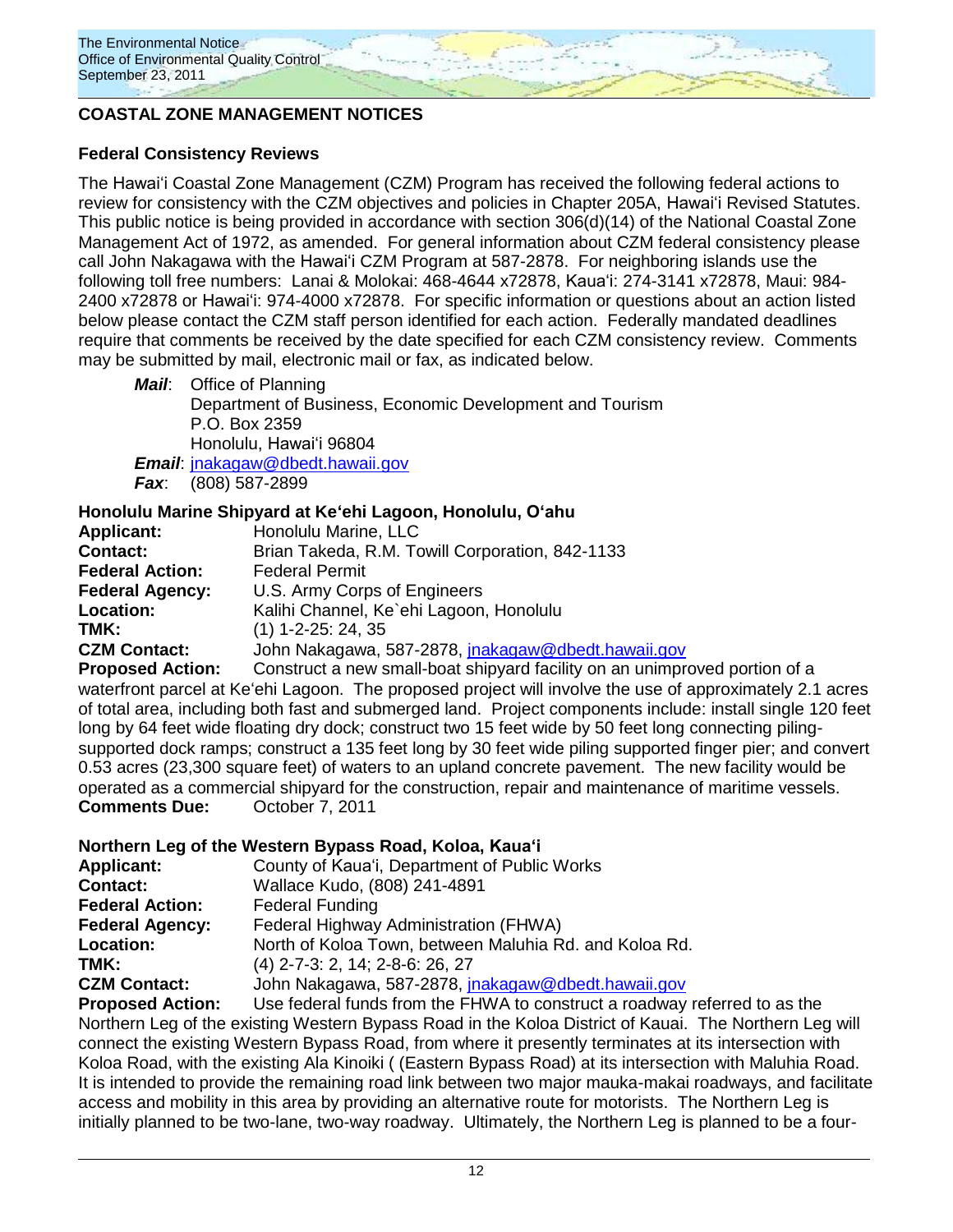## COASTAL ZONE MANAGEMENT NOTICES

### Federal Consistency Reviews

The Hawaiʻi Coastal Zone Management (CZM) Program has received the following federal actions to review for consistency with the CZM objectives and policies in Chapter 205A, Hawaiʻi Revised Statutes. This public notice is being provided in accordance with section 306(d)(14) of the National Coastal Zone Management Act of 1972, as amended. For general information about CZM federal consistency please call John Nakagawa with the Hawaiʻi CZM Program at 587-2878. For neighboring islands use the following toll free numbers: Lanai & Molokai: 468-4644 x72878, Kauaʻi: 274-3141 x72878, Maui: 984-2400 x72878 or Hawaiʻi: 974-4000 x72878. For specific information or questions about an action listed below please contact the CZM staff person identified for each action. Federally mandated deadlines require that comments be received by the date specified for each CZM consistency review. Comments may be submitted by mail, electronic mail or fax, as indicated below.

***Mail***: Office of Planning
Department of Business, Economic Development and Tourism
P.O. Box 2359
Honolulu, Hawaiʻi 96804
***Email***: jnakagaw@dbedt.hawaii.gov
***Fax***: (808) 587-2899

#### Honolulu Marine Shipyard at Keʻehi Lagoon, Honolulu, Oʻahu

**Applicant:** Honolulu Marine, LLC
**Contact:** Brian Takeda, R.M. Towill Corporation, 842-1133
**Federal Action:** Federal Permit
**Federal Agency:** U.S. Army Corps of Engineers
**Location:** Kalihi Channel, Ke`ehi Lagoon, Honolulu
**TMK:** (1) 1-2-25: 24, 35
**CZM Contact:** John Nakagawa, 587-2878, jnakagaw@dbedt.hawaii.gov
**Proposed Action:** Construct a new small-boat shipyard facility on an unimproved portion of a waterfront parcel at Keʻehi Lagoon. The proposed project will involve the use of approximately 2.1 acres of total area, including both fast and submerged land. Project components include: install single 120 feet long by 64 feet wide floating dry dock; construct two 15 feet wide by 50 feet long connecting piling-supported dock ramps; construct a 135 feet long by 30 feet wide piling supported finger pier; and convert 0.53 acres (23,300 square feet) of waters to an upland concrete pavement. The new facility would be operated as a commercial shipyard for the construction, repair and maintenance of maritime vessels.
**Comments Due:** October 7, 2011

#### Northern Leg of the Western Bypass Road, Koloa, Kauaʻi

**Applicant:** County of Kauaʻi, Department of Public Works
**Contact:** Wallace Kudo, (808) 241-4891
**Federal Action:** Federal Funding
**Federal Agency:** Federal Highway Administration (FHWA)
**Location:** North of Koloa Town, between Maluhia Rd. and Koloa Rd.
**TMK:** (4) 2-7-3: 2, 14; 2-8-6: 26, 27
**CZM Contact:** John Nakagawa, 587-2878, jnakagaw@dbedt.hawaii.gov
**Proposed Action:** Use federal funds from the FHWA to construct a roadway referred to as the Northern Leg of the existing Western Bypass Road in the Koloa District of Kauai. The Northern Leg will connect the existing Western Bypass Road, from where it presently terminates at its intersection with Koloa Road, with the existing Ala Kinoiki ( (Eastern Bypass Road) at its intersection with Maluhia Road. It is intended to provide the remaining road link between two major mauka-makai roadways, and facilitate access and mobility in this area by providing an alternative route for motorists. The Northern Leg is initially planned to be two-lane, two-way roadway. Ultimately, the Northern Leg is planned to be a four-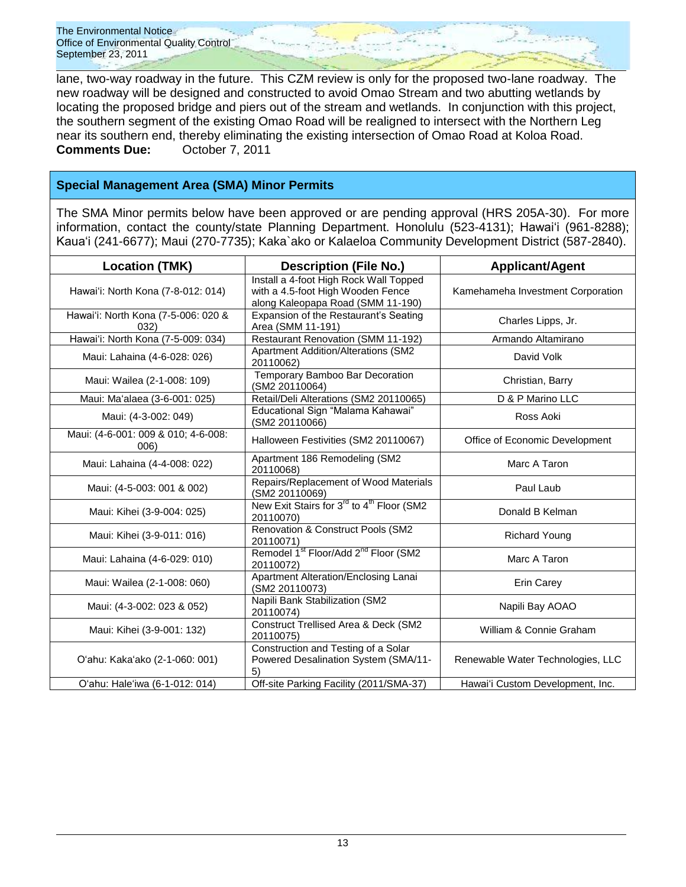lane, two-way roadway in the future. This CZM review is only for the proposed two-lane roadway. The new roadway will be designed and constructed to avoid Omao Stream and two abutting wetlands by locating the proposed bridge and piers out of the stream and wetlands. In conjunction with this project, the southern segment of the existing Omao Road will be realigned to intersect with the Northern Leg near its southern end, thereby eliminating the existing intersection of Omao Road at Koloa Road.

**Comments Due:** October 7, 2011

## Special Management Area (SMA) Minor Permits

The SMA Minor permits below have been approved or are pending approval (HRS 205A-30). For more information, contact the county/state Planning Department. Honolulu (523-4131); Hawai'i (961-8288); Kaua'i (241-6677); Maui (270-7735); Kaka`ako or Kalaeloa Community Development District (587-2840).

| Location (TMK) | Description (File No.) | Applicant/Agent |
|---|---|---|
| Hawai'i: North Kona (7-8-012: 014) | Install a 4-foot High Rock Wall Topped with a 4.5-foot High Wooden Fence along Kaleopapa Road (SMM 11-190) | Kamehameha Investment Corporation |
| Hawai'i: North Kona (7-5-006: 020 & 032) | Expansion of the Restaurant's Seating Area (SMM 11-191) | Charles Lipps, Jr. |
| Hawai'i: North Kona (7-5-009: 034) | Restaurant Renovation (SMM 11-192) | Armando Altamirano |
| Maui: Lahaina (4-6-028: 026) | Apartment Addition/Alterations (SM2 20110062) | David Volk |
| Maui: Wailea (2-1-008: 109) | Temporary Bamboo Bar Decoration (SM2 20110064) | Christian, Barry |
| Maui: Ma'alaea (3-6-001: 025) | Retail/Deli Alterations (SM2 20110065) | D & P Marino LLC |
| Maui: (4-3-002: 049) | Educational Sign "Malama Kahawai" (SM2 20110066) | Ross Aoki |
| Maui: (4-6-001: 009 & 010; 4-6-008: 006) | Halloween Festivities (SM2 20110067) | Office of Economic Development |
| Maui: Lahaina (4-4-008: 022) | Apartment 186 Remodeling (SM2 20110068) | Marc A Taron |
| Maui: (4-5-003: 001 & 002) | Repairs/Replacement of Wood Materials (SM2 20110069) | Paul Laub |
| Maui: Kihei (3-9-004: 025) | New Exit Stairs for 3rd to 4th Floor (SM2 20110070) | Donald B Kelman |
| Maui: Kihei (3-9-011: 016) | Renovation & Construct Pools (SM2 20110071) | Richard Young |
| Maui: Lahaina (4-6-029: 010) | Remodel 1st Floor/Add 2nd Floor (SM2 20110072) | Marc A Taron |
| Maui: Wailea (2-1-008: 060) | Apartment Alteration/Enclosing Lanai (SM2 20110073) | Erin Carey |
| Maui: (4-3-002: 023 & 052) | Napili Bank Stabilization (SM2 20110074) | Napili Bay AOAO |
| Maui: Kihei (3-9-001: 132) | Construct Trellised Area & Deck (SM2 20110075) | William & Connie Graham |
| O'ahu: Kaka'ako (2-1-060: 001) | Construction and Testing of a Solar Powered Desalination System (SMA/11-5) | Renewable Water Technologies, LLC |
| O'ahu: Hale'iwa (6-1-012: 014) | Off-site Parking Facility (2011/SMA-37) | Hawai'i Custom Development, Inc. |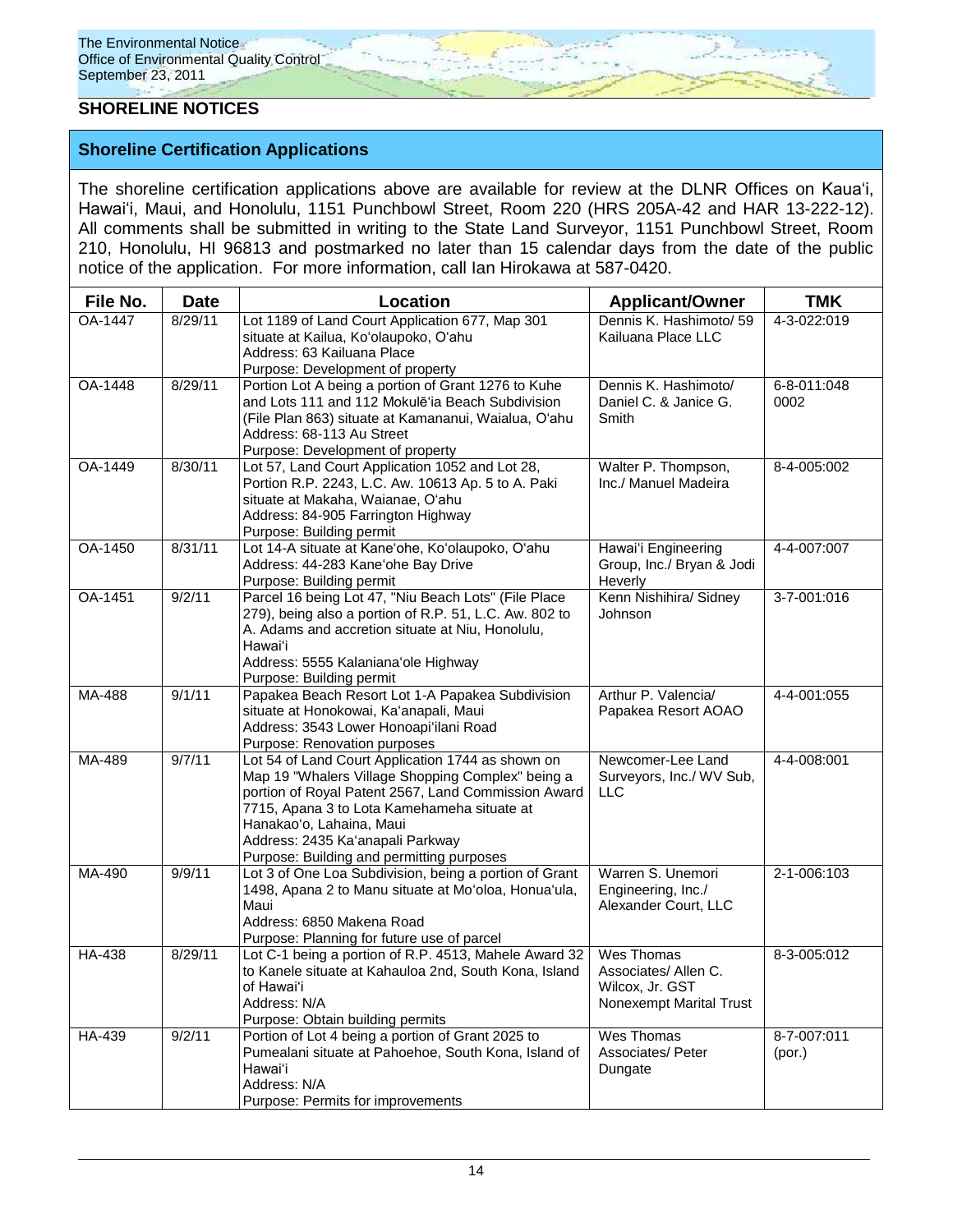## SHORELINE NOTICES

### Shoreline Certification Applications

The shoreline certification applications above are available for review at the DLNR Offices on Kaua'i, Hawai'i, Maui, and Honolulu, 1151 Punchbowl Street, Room 220 (HRS 205A-42 and HAR 13-222-12). All comments shall be submitted in writing to the State Land Surveyor, 1151 Punchbowl Street, Room 210, Honolulu, HI 96813 and postmarked no later than 15 calendar days from the date of the public notice of the application. For more information, call Ian Hirokawa at 587-0420.

| File No. | Date | Location | Applicant/Owner | TMK |
|---|---|---|---|---|
| OA-1447 | 8/29/11 | Lot 1189 of Land Court Application 677, Map 301 situate at Kailua, Ko'olaupoko, O'ahu<br>Address: 63 Kailuana Place<br>Purpose: Development of property | Dennis K. Hashimoto/ 59 Kailuana Place LLC | 4-3-022:019 |
| OA-1448 | 8/29/11 | Portion Lot A being a portion of Grant 1276 to Kuhe and Lots 111 and 112 Mokulē'ia Beach Subdivision (File Plan 863) situate at Kamananui, Waialua, O'ahu<br>Address: 68-113 Au Street<br>Purpose: Development of property | Dennis K. Hashimoto/ Daniel C. & Janice G. Smith | 6-8-011:048 0002 |
| OA-1449 | 8/30/11 | Lot 57, Land Court Application 1052 and Lot 28, Portion R.P. 2243, L.C. Aw. 10613 Ap. 5 to A. Paki situate at Makaha, Waianae, O'ahu<br>Address: 84-905 Farrington Highway<br>Purpose: Building permit | Walter P. Thompson, Inc./ Manuel Madeira | 8-4-005:002 |
| OA-1450 | 8/31/11 | Lot 14-A situate at Kane'ohe, Ko'olaupoko, O'ahu<br>Address: 44-283 Kane'ohe Bay Drive<br>Purpose: Building permit | Hawai'i Engineering Group, Inc./ Bryan & Jodi Heverly | 4-4-007:007 |
| OA-1451 | 9/2/11 | Parcel 16 being Lot 47, "Niu Beach Lots" (File Place 279), being also a portion of R.P. 51, L.C. Aw. 802 to A. Adams and accretion situate at Niu, Honolulu, Hawai'i<br>Address: 5555 Kalaniana'ole Highway<br>Purpose: Building permit | Kenn Nishihira/ Sidney Johnson | 3-7-001:016 |
| MA-488 | 9/1/11 | Papakea Beach Resort Lot 1-A Papakea Subdivision situate at Honokowai, Ka'anapali, Maui<br>Address: 3543 Lower Honoapi'ilani Road<br>Purpose: Renovation purposes | Arthur P. Valencia/ Papakea Resort AOAO | 4-4-001:055 |
| MA-489 | 9/7/11 | Lot 54 of Land Court Application 1744 as shown on Map 19 "Whalers Village Shopping Complex" being a portion of Royal Patent 2567, Land Commission Award 7715, Apana 3 to Lota Kamehameha situate at Hanakao'o, Lahaina, Maui<br>Address: 2435 Ka'anapali Parkway<br>Purpose: Building and permitting purposes | Newcomer-Lee Land Surveyors, Inc./ WV Sub, LLC | 4-4-008:001 |
| MA-490 | 9/9/11 | Lot 3 of One Loa Subdivision, being a portion of Grant 1498, Apana 2 to Manu situate at Mo'oloa, Honua'ula, Maui<br>Address: 6850 Makena Road<br>Purpose: Planning for future use of parcel | Warren S. Unemori Engineering, Inc./ Alexander Court, LLC | 2-1-006:103 |
| HA-438 | 8/29/11 | Lot C-1 being a portion of R.P. 4513, Mahele Award 32 to Kanele situate at Kahauloa 2nd, South Kona, Island of Hawai'i<br>Address: N/A<br>Purpose: Obtain building permits | Wes Thomas Associates/ Allen C. Wilcox, Jr. GST Nonexempt Marital Trust | 8-3-005:012 |
| HA-439 | 9/2/11 | Portion of Lot 4 being a portion of Grant 2025 to Pumealani situate at Pahoehoe, South Kona, Island of Hawai'i<br>Address: N/A<br>Purpose: Permits for improvements | Wes Thomas Associates/ Peter Dungate | 8-7-007:011 (por.) |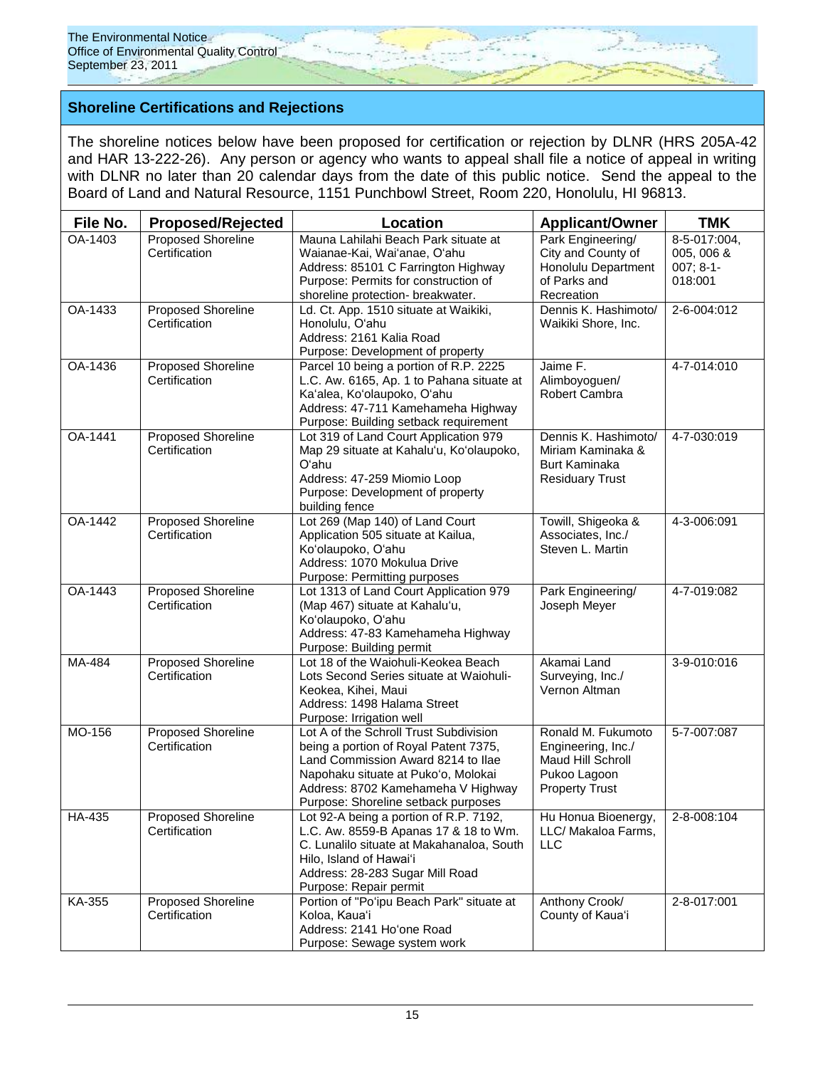## Shoreline Certifications and Rejections

The shoreline notices below have been proposed for certification or rejection by DLNR (HRS 205A-42 and HAR 13-222-26). Any person or agency who wants to appeal shall file a notice of appeal in writing with DLNR no later than 20 calendar days from the date of this public notice. Send the appeal to the Board of Land and Natural Resource, 1151 Punchbowl Street, Room 220, Honolulu, HI 96813.

| File No. | Proposed/Rejected | Location | Applicant/Owner | TMK |
|---|---|---|---|---|
| OA-1403 | Proposed Shoreline Certification | Mauna Lahilahi Beach Park situate at Waianae-Kai, Wai'anae, O'ahu<br>Address: 85101 C Farrington Highway<br>Purpose: Permits for construction of shoreline protection- breakwater. | Park Engineering/ City and County of Honolulu Department of Parks and Recreation | 8-5-017:004, 005, 006 & 007; 8-1-018:001 |
| OA-1433 | Proposed Shoreline Certification | Ld. Ct. App. 1510 situate at Waikiki, Honolulu, O'ahu<br>Address: 2161 Kalia Road<br>Purpose: Development of property | Dennis K. Hashimoto/ Waikiki Shore, Inc. | 2-6-004:012 |
| OA-1436 | Proposed Shoreline Certification | Parcel 10 being a portion of R.P. 2225 L.C. Aw. 6165, Ap. 1 to Pahana situate at Ka'alea, Ko'olaupoko, O'ahu<br>Address: 47-711 Kamehameha Highway<br>Purpose: Building setback requirement | Jaime F. Alimboyoguen/ Robert Cambra | 4-7-014:010 |
| OA-1441 | Proposed Shoreline Certification | Lot 319 of Land Court Application 979 Map 29 situate at Kahalu'u, Ko'olaupoko, O'ahu<br>Address: 47-259 Miomio Loop<br>Purpose: Development of property building fence | Dennis K. Hashimoto/ Miriam Kaminaka & Burt Kaminaka Residuary Trust | 4-7-030:019 |
| OA-1442 | Proposed Shoreline Certification | Lot 269 (Map 140) of Land Court Application 505 situate at Kailua, Ko'olaupoko, O'ahu<br>Address: 1070 Mokulua Drive<br>Purpose: Permitting purposes | Towill, Shigeoka & Associates, Inc./ Steven L. Martin | 4-3-006:091 |
| OA-1443 | Proposed Shoreline Certification | Lot 1313 of Land Court Application 979 (Map 467) situate at Kahalu'u, Ko'olaupoko, O'ahu<br>Address: 47-83 Kamehameha Highway<br>Purpose: Building permit | Park Engineering/ Joseph Meyer | 4-7-019:082 |
| MA-484 | Proposed Shoreline Certification | Lot 18 of the Waiohuli-Keokea Beach Lots Second Series situate at Waiohuli-Keokea, Kihei, Maui<br>Address: 1498 Halama Street<br>Purpose: Irrigation well | Akamai Land Surveying, Inc./ Vernon Altman | 3-9-010:016 |
| MO-156 | Proposed Shoreline Certification | Lot A of the Schroll Trust Subdivision being a portion of Royal Patent 7375, Land Commission Award 8214 to Ilae Napohaku situate at Puko'o, Molokai<br>Address: 8702 Kamehameha V Highway<br>Purpose: Shoreline setback purposes | Ronald M. Fukumoto Engineering, Inc./ Maud Hill Schroll Pukoo Lagoon Property Trust | 5-7-007:087 |
| HA-435 | Proposed Shoreline Certification | Lot 92-A being a portion of R.P. 7192, L.C. Aw. 8559-B Apanas 17 & 18 to Wm. C. Lunalilo situate at Makahanaloa, South Hilo, Island of Hawai'i<br>Address: 28-283 Sugar Mill Road<br>Purpose: Repair permit | Hu Honua Bioenergy, LLC/ Makaloa Farms, LLC | 2-8-008:104 |
| KA-355 | Proposed Shoreline Certification | Portion of "Po'ipu Beach Park" situate at Koloa, Kaua'i<br>Address: 2141 Ho'one Road<br>Purpose: Sewage system work | Anthony Crook/ County of Kaua'i | 2-8-017:001 |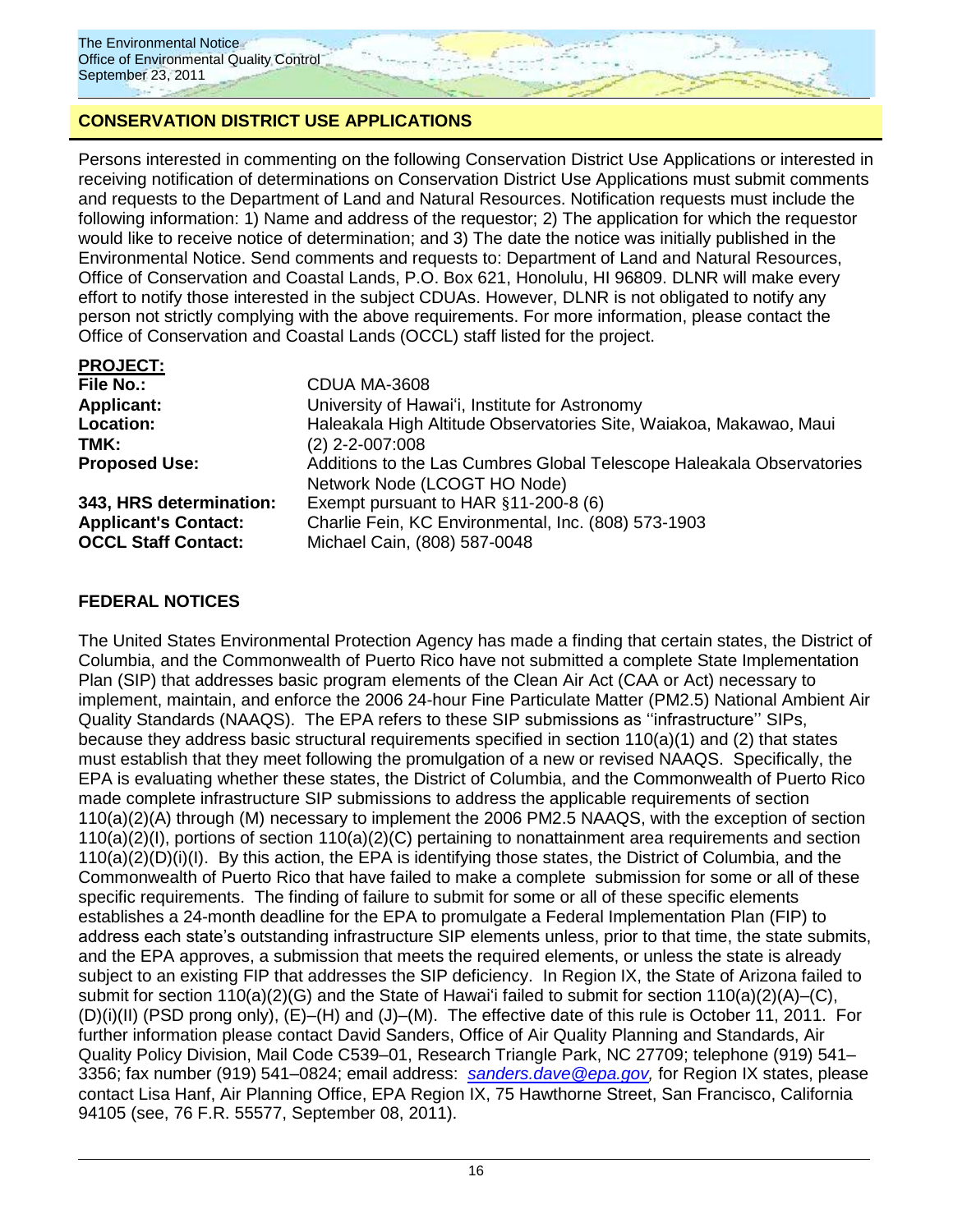## CONSERVATION DISTRICT USE APPLICATIONS

Persons interested in commenting on the following Conservation District Use Applications or interested in receiving notification of determinations on Conservation District Use Applications must submit comments and requests to the Department of Land and Natural Resources. Notification requests must include the following information: 1) Name and address of the requestor; 2) The application for which the requestor would like to receive notice of determination; and 3) The date the notice was initially published in the Environmental Notice. Send comments and requests to: Department of Land and Natural Resources, Office of Conservation and Coastal Lands, P.O. Box 621, Honolulu, HI 96809. DLNR will make every effort to notify those interested in the subject CDUAs. However, DLNR is not obligated to notify any person not strictly complying with the above requirements. For more information, please contact the Office of Conservation and Coastal Lands (OCCL) staff listed for the project.

**PROJECT:**

| | |
|---|---|
| **File No.:** | CDUA MA-3608 |
| **Applicant:** | University of Hawaiʻi, Institute for Astronomy |
| **Location:** | Haleakala High Altitude Observatories Site, Waiakoa, Makawao, Maui |
| **TMK:** | (2) 2-2-007:008 |
| **Proposed Use:** | Additions to the Las Cumbres Global Telescope Haleakala Observatories Network Node (LCOGT HO Node) |
| **343, HRS determination:** | Exempt pursuant to HAR §11-200-8 (6) |
| **Applicant's Contact:** | Charlie Fein, KC Environmental, Inc. (808) 573-1903 |
| **OCCL Staff Contact:** | Michael Cain, (808) 587-0048 |

## FEDERAL NOTICES

The United States Environmental Protection Agency has made a finding that certain states, the District of Columbia, and the Commonwealth of Puerto Rico have not submitted a complete State Implementation Plan (SIP) that addresses basic program elements of the Clean Air Act (CAA or Act) necessary to implement, maintain, and enforce the 2006 24-hour Fine Particulate Matter (PM2.5) National Ambient Air Quality Standards (NAAQS). The EPA refers to these SIP submissions as ''infrastructure'' SIPs, because they address basic structural requirements specified in section 110(a)(1) and (2) that states must establish that they meet following the promulgation of a new or revised NAAQS. Specifically, the EPA is evaluating whether these states, the District of Columbia, and the Commonwealth of Puerto Rico made complete infrastructure SIP submissions to address the applicable requirements of section 110(a)(2)(A) through (M) necessary to implement the 2006 PM2.5 NAAQS, with the exception of section 110(a)(2)(I), portions of section 110(a)(2)(C) pertaining to nonattainment area requirements and section 110(a)(2)(D)(i)(I). By this action, the EPA is identifying those states, the District of Columbia, and the Commonwealth of Puerto Rico that have failed to make a complete submission for some or all of these specific requirements. The finding of failure to submit for some or all of these specific elements establishes a 24-month deadline for the EPA to promulgate a Federal Implementation Plan (FIP) to address each state's outstanding infrastructure SIP elements unless, prior to that time, the state submits, and the EPA approves, a submission that meets the required elements, or unless the state is already subject to an existing FIP that addresses the SIP deficiency. In Region IX, the State of Arizona failed to submit for section 110(a)(2)(G) and the State of Hawaiʻi failed to submit for section 110(a)(2)(A)–(C), (D)(i)(II) (PSD prong only), (E)–(H) and (J)–(M). The effective date of this rule is October 11, 2011. For further information please contact David Sanders, Office of Air Quality Planning and Standards, Air Quality Policy Division, Mail Code C539–01, Research Triangle Park, NC 27709; telephone (919) 541–3356; fax number (919) 541–0824; email address: *sanders.dave@epa.gov,* for Region IX states, please contact Lisa Hanf, Air Planning Office, EPA Region IX, 75 Hawthorne Street, San Francisco, California 94105 (see, 76 F.R. 55577, September 08, 2011).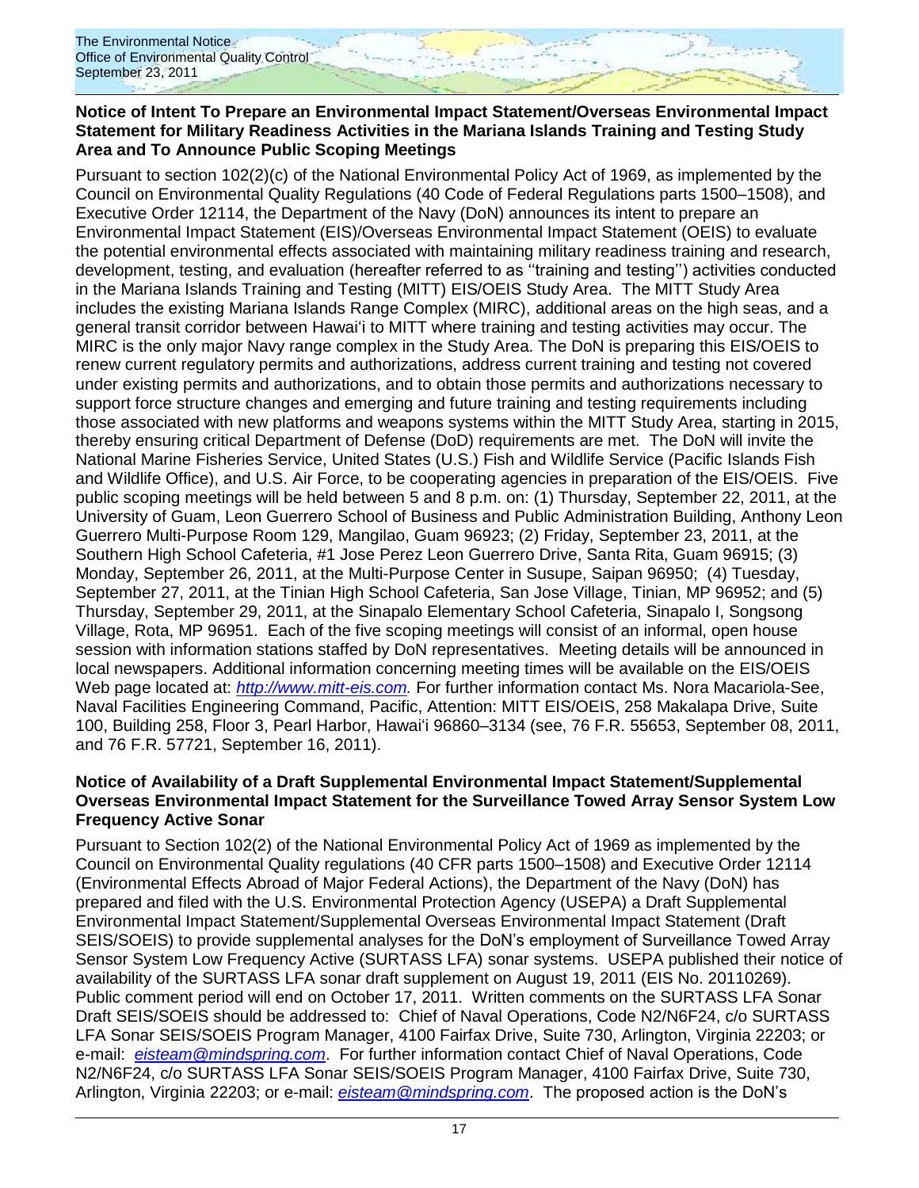**Notice of Intent To Prepare an Environmental Impact Statement/Overseas Environmental Impact Statement for Military Readiness Activities in the Mariana Islands Training and Testing Study Area and To Announce Public Scoping Meetings**

Pursuant to section 102(2)(c) of the National Environmental Policy Act of 1969, as implemented by the Council on Environmental Quality Regulations (40 Code of Federal Regulations parts 1500–1508), and Executive Order 12114, the Department of the Navy (DoN) announces its intent to prepare an Environmental Impact Statement (EIS)/Overseas Environmental Impact Statement (OEIS) to evaluate the potential environmental effects associated with maintaining military readiness training and research, development, testing, and evaluation (hereafter referred to as ''training and testing'') activities conducted in the Mariana Islands Training and Testing (MITT) EIS/OEIS Study Area. The MITT Study Area includes the existing Mariana Islands Range Complex (MIRC), additional areas on the high seas, and a general transit corridor between Hawaiʻi to MITT where training and testing activities may occur. The MIRC is the only major Navy range complex in the Study Area. The DoN is preparing this EIS/OEIS to renew current regulatory permits and authorizations, address current training and testing not covered under existing permits and authorizations, and to obtain those permits and authorizations necessary to support force structure changes and emerging and future training and testing requirements including those associated with new platforms and weapons systems within the MITT Study Area, starting in 2015, thereby ensuring critical Department of Defense (DoD) requirements are met. The DoN will invite the National Marine Fisheries Service, United States (U.S.) Fish and Wildlife Service (Pacific Islands Fish and Wildlife Office), and U.S. Air Force, to be cooperating agencies in preparation of the EIS/OEIS. Five public scoping meetings will be held between 5 and 8 p.m. on: (1) Thursday, September 22, 2011, at the University of Guam, Leon Guerrero School of Business and Public Administration Building, Anthony Leon Guerrero Multi-Purpose Room 129, Mangilao, Guam 96923; (2) Friday, September 23, 2011, at the Southern High School Cafeteria, #1 Jose Perez Leon Guerrero Drive, Santa Rita, Guam 96915; (3) Monday, September 26, 2011, at the Multi-Purpose Center in Susupe, Saipan 96950; (4) Tuesday, September 27, 2011, at the Tinian High School Cafeteria, San Jose Village, Tinian, MP 96952; and (5) Thursday, September 29, 2011, at the Sinapalo Elementary School Cafeteria, Sinapalo I, Songsong Village, Rota, MP 96951. Each of the five scoping meetings will consist of an informal, open house session with information stations staffed by DoN representatives. Meeting details will be announced in local newspapers. Additional information concerning meeting times will be available on the EIS/OEIS Web page located at: *http://www.mitt-eis.com.* For further information contact Ms. Nora Macariola-See, Naval Facilities Engineering Command, Pacific, Attention: MITT EIS/OEIS, 258 Makalapa Drive, Suite 100, Building 258, Floor 3, Pearl Harbor, Hawaiʻi 96860–3134 (see, 76 F.R. 55653, September 08, 2011, and 76 F.R. 57721, September 16, 2011).

**Notice of Availability of a Draft Supplemental Environmental Impact Statement/Supplemental Overseas Environmental Impact Statement for the Surveillance Towed Array Sensor System Low Frequency Active Sonar**

Pursuant to Section 102(2) of the National Environmental Policy Act of 1969 as implemented by the Council on Environmental Quality regulations (40 CFR parts 1500–1508) and Executive Order 12114 (Environmental Effects Abroad of Major Federal Actions), the Department of the Navy (DoN) has prepared and filed with the U.S. Environmental Protection Agency (USEPA) a Draft Supplemental Environmental Impact Statement/Supplemental Overseas Environmental Impact Statement (Draft SEIS/SOEIS) to provide supplemental analyses for the DoN's employment of Surveillance Towed Array Sensor System Low Frequency Active (SURTASS LFA) sonar systems. USEPA published their notice of availability of the SURTASS LFA sonar draft supplement on August 19, 2011 (EIS No. 20110269). Public comment period will end on October 17, 2011. Written comments on the SURTASS LFA Sonar Draft SEIS/SOEIS should be addressed to: Chief of Naval Operations, Code N2/N6F24, c/o SURTASS LFA Sonar SEIS/SOEIS Program Manager, 4100 Fairfax Drive, Suite 730, Arlington, Virginia 22203; or e-mail: *eisteam@mindspring.com*. For further information contact Chief of Naval Operations, Code N2/N6F24, c/o SURTASS LFA Sonar SEIS/SOEIS Program Manager, 4100 Fairfax Drive, Suite 730, Arlington, Virginia 22203; or e-mail: *eisteam@mindspring.com*. The proposed action is the DoN's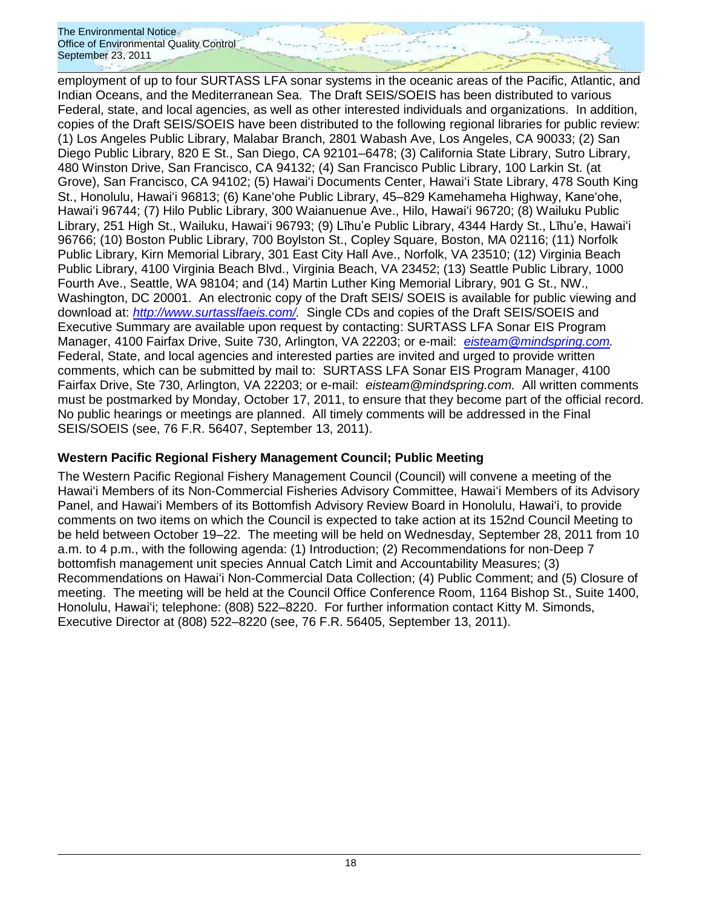employment of up to four SURTASS LFA sonar systems in the oceanic areas of the Pacific, Atlantic, and Indian Oceans, and the Mediterranean Sea. The Draft SEIS/SOEIS has been distributed to various Federal, state, and local agencies, as well as other interested individuals and organizations. In addition, copies of the Draft SEIS/SOEIS have been distributed to the following regional libraries for public review: (1) Los Angeles Public Library, Malabar Branch, 2801 Wabash Ave, Los Angeles, CA 90033; (2) San Diego Public Library, 820 E St., San Diego, CA 92101–6478; (3) California State Library, Sutro Library, 480 Winston Drive, San Francisco, CA 94132; (4) San Francisco Public Library, 100 Larkin St. (at Grove), San Francisco, CA 94102; (5) Hawaiʻi Documents Center, Hawaiʻi State Library, 478 South King St., Honolulu, Hawaiʻi 96813; (6) Kaneʻohe Public Library, 45–829 Kamehameha Highway, Kaneʻohe, Hawaiʻi 96744; (7) Hilo Public Library, 300 Waianuenue Ave., Hilo, Hawaiʻi 96720; (8) Wailuku Public Library, 251 High St., Wailuku, Hawaiʻi 96793; (9) Līhu'e Public Library, 4344 Hardy St., Līhu'e, Hawaiʻi 96766; (10) Boston Public Library, 700 Boylston St., Copley Square, Boston, MA 02116; (11) Norfolk Public Library, Kirn Memorial Library, 301 East City Hall Ave., Norfolk, VA 23510; (12) Virginia Beach Public Library, 4100 Virginia Beach Blvd., Virginia Beach, VA 23452; (13) Seattle Public Library, 1000 Fourth Ave., Seattle, WA 98104; and (14) Martin Luther King Memorial Library, 901 G St., NW., Washington, DC 20001. An electronic copy of the Draft SEIS/ SOEIS is available for public viewing and download at: *http://www.surtasslfaeis.com/.* Single CDs and copies of the Draft SEIS/SOEIS and Executive Summary are available upon request by contacting: SURTASS LFA Sonar EIS Program Manager, 4100 Fairfax Drive, Suite 730, Arlington, VA 22203; or e-mail: *eisteam@mindspring.com.* Federal, State, and local agencies and interested parties are invited and urged to provide written comments, which can be submitted by mail to: SURTASS LFA Sonar EIS Program Manager, 4100 Fairfax Drive, Ste 730, Arlington, VA 22203; or e-mail: *eisteam@mindspring.com.* All written comments must be postmarked by Monday, October 17, 2011, to ensure that they become part of the official record. No public hearings or meetings are planned. All timely comments will be addressed in the Final SEIS/SOEIS (see, 76 F.R. 56407, September 13, 2011).

**Western Pacific Regional Fishery Management Council; Public Meeting**

The Western Pacific Regional Fishery Management Council (Council) will convene a meeting of the Hawaiʻi Members of its Non-Commercial Fisheries Advisory Committee, Hawaiʻi Members of its Advisory Panel, and Hawaiʻi Members of its Bottomfish Advisory Review Board in Honolulu, Hawaiʻi, to provide comments on two items on which the Council is expected to take action at its 152nd Council Meeting to be held between October 19–22. The meeting will be held on Wednesday, September 28, 2011 from 10 a.m. to 4 p.m., with the following agenda: (1) Introduction; (2) Recommendations for non-Deep 7 bottomfish management unit species Annual Catch Limit and Accountability Measures; (3) Recommendations on Hawaiʻi Non-Commercial Data Collection; (4) Public Comment; and (5) Closure of meeting. The meeting will be held at the Council Office Conference Room, 1164 Bishop St., Suite 1400, Honolulu, Hawaiʻi; telephone: (808) 522–8220. For further information contact Kitty M. Simonds, Executive Director at (808) 522–8220 (see, 76 F.R. 56405, September 13, 2011).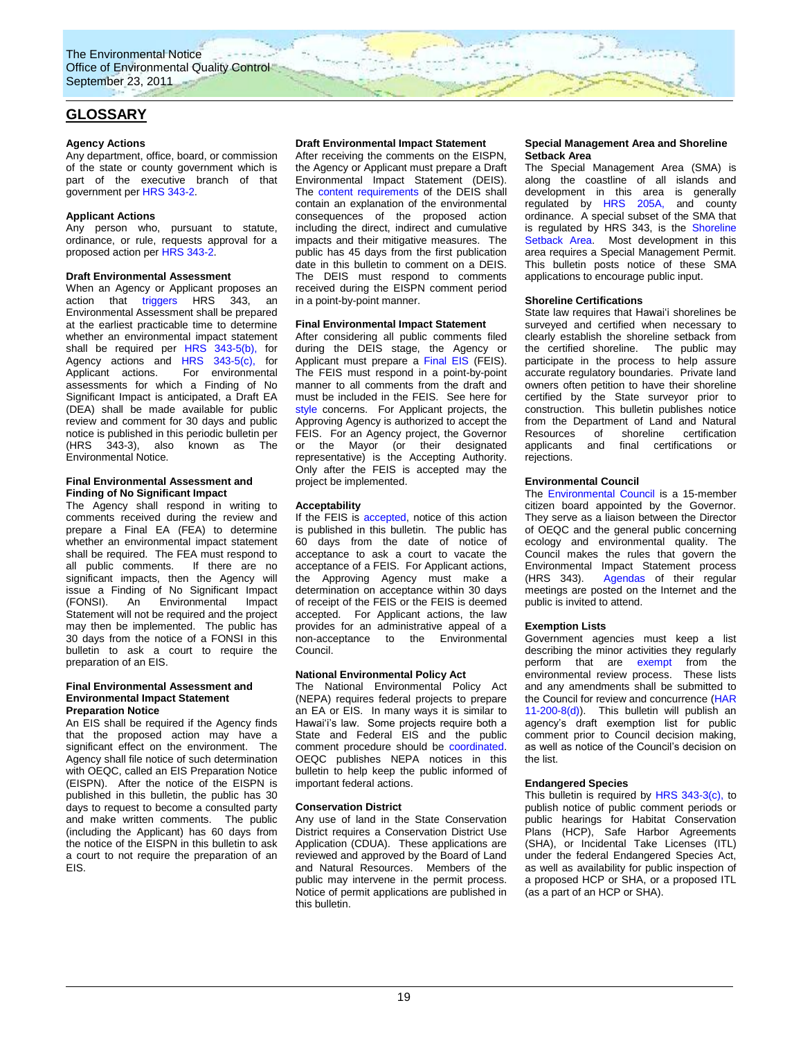## GLOSSARY

### Agency Actions

Any department, office, board, or commission of the state or county government which is part of the executive branch of that government per HRS 343-2.

### Applicant Actions

Any person who, pursuant to statute, ordinance, or rule, requests approval for a proposed action per HRS 343-2.

### Draft Environmental Assessment

When an Agency or Applicant proposes an action that triggers HRS 343, an Environmental Assessment shall be prepared at the earliest practicable time to determine whether an environmental impact statement shall be required per HRS 343-5(b), for Agency actions and HRS 343-5(c), for Applicant actions. For environmental assessments for which a Finding of No Significant Impact is anticipated, a Draft EA (DEA) shall be made available for public review and comment for 30 days and public notice is published in this periodic bulletin per (HRS 343-3), also known as The Environmental Notice.

### Final Environmental Assessment and Finding of No Significant Impact

The Agency shall respond in writing to comments received during the review and prepare a Final EA (FEA) to determine whether an environmental impact statement shall be required. The FEA must respond to all public comments. If there are no significant impacts, then the Agency will issue a Finding of No Significant Impact (FONSI). An Environmental Impact Statement will not be required and the project may then be implemented. The public has 30 days from the notice of a FONSI in this bulletin to ask a court to require the preparation of an EIS.

### Final Environmental Assessment and Environmental Impact Statement Preparation Notice

An EIS shall be required if the Agency finds that the proposed action may have a significant effect on the environment. The Agency shall file notice of such determination with OEQC, called an EIS Preparation Notice (EISPN). After the notice of the EISPN is published in this bulletin, the public has 30 days to request to become a consulted party and make written comments. The public (including the Applicant) has 60 days from the notice of the EISPN in this bulletin to ask a court to not require the preparation of an EIS.

### Draft Environmental Impact Statement

After receiving the comments on the EISPN, the Agency or Applicant must prepare a Draft Environmental Impact Statement (DEIS). The content requirements of the DEIS shall contain an explanation of the environmental consequences of the proposed action including the direct, indirect and cumulative impacts and their mitigative measures. The public has 45 days from the first publication date in this bulletin to comment on a DEIS. The DEIS must respond to comments received during the EISPN comment period in a point-by-point manner.

### Final Environmental Impact Statement

After considering all public comments filed during the DEIS stage, the Agency or Applicant must prepare a Final EIS (FEIS). The FEIS must respond in a point-by-point manner to all comments from the draft and must be included in the FEIS. See here for style concerns. For Applicant projects, the Approving Agency is authorized to accept the FEIS. For an Agency project, the Governor or the Mayor (or their designated representative) is the Accepting Authority. Only after the FEIS is accepted may the project be implemented.

### Acceptability

If the FEIS is accepted, notice of this action is published in this bulletin. The public has 60 days from the date of notice of acceptance to ask a court to vacate the acceptance of a FEIS. For Applicant actions, the Approving Agency must make a determination on acceptance within 30 days of receipt of the FEIS or the FEIS is deemed accepted. For Applicant actions, the law provides for an administrative appeal of a non-acceptance to the Environmental Council.

### National Environmental Policy Act

The National Environmental Policy Act (NEPA) requires federal projects to prepare an EA or EIS. In many ways it is similar to Hawaiʻi's law. Some projects require both a State and Federal EIS and the public comment procedure should be coordinated. OEQC publishes NEPA notices in this bulletin to help keep the public informed of important federal actions.

### Conservation District

Any use of land in the State Conservation District requires a Conservation District Use Application (CDUA). These applications are reviewed and approved by the Board of Land and Natural Resources. Members of the public may intervene in the permit process. Notice of permit applications are published in this bulletin.

### Special Management Area and Shoreline Setback Area

The Special Management Area (SMA) is along the coastline of all islands and development in this area is generally regulated by HRS 205A, and county ordinance. A special subset of the SMA that is regulated by HRS 343, is the Shoreline Setback Area. Most development in this area requires a Special Management Permit. This bulletin posts notice of these SMA applications to encourage public input.

### Shoreline Certifications

State law requires that Hawaiʻi shorelines be surveyed and certified when necessary to clearly establish the shoreline setback from the certified shoreline. The public may participate in the process to help assure accurate regulatory boundaries. Private land owners often petition to have their shoreline certified by the State surveyor prior to construction. This bulletin publishes notice from the Department of Land and Natural Resources of shoreline certification applicants and final certifications or rejections.

### Environmental Council

The Environmental Council is a 15-member citizen board appointed by the Governor. They serve as a liaison between the Director of OEQC and the general public concerning ecology and environmental quality. The Council makes the rules that govern the Environmental Impact Statement process (HRS 343). Agendas of their regular meetings are posted on the Internet and the public is invited to attend.

### Exemption Lists

Government agencies must keep a list describing the minor activities they regularly perform that are exempt from the environmental review process. These lists and any amendments shall be submitted to the Council for review and concurrence (HAR 11-200-8(d)). This bulletin will publish an agency's draft exemption list for public comment prior to Council decision making, as well as notice of the Council's decision on the list.

### Endangered Species

This bulletin is required by HRS 343-3(c), to publish notice of public comment periods or public hearings for Habitat Conservation Plans (HCP), Safe Harbor Agreements (SHA), or Incidental Take Licenses (ITL) under the federal Endangered Species Act, as well as availability for public inspection of a proposed HCP or SHA, or a proposed ITL (as a part of an HCP or SHA).